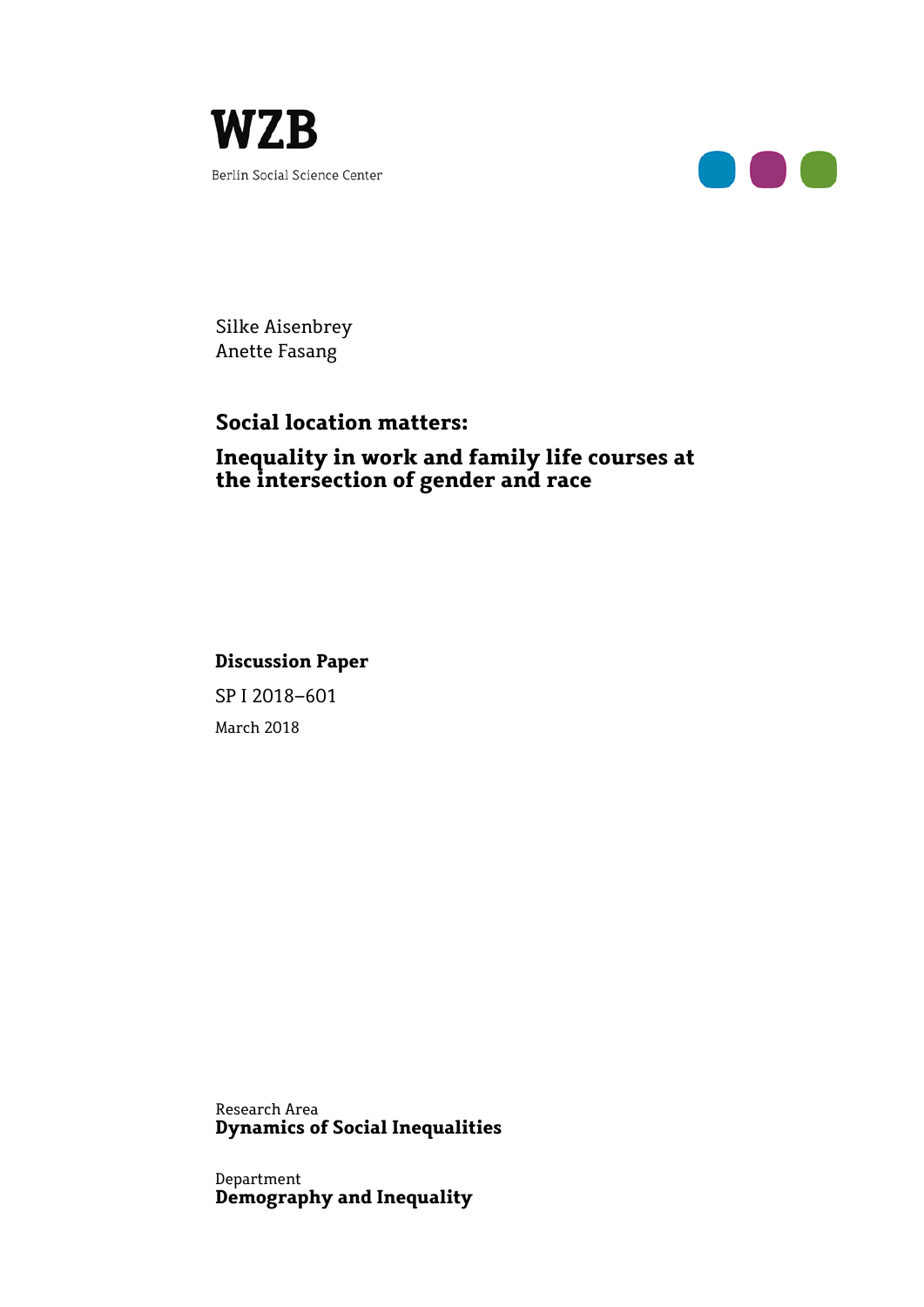WZB

Berlin Social Science Center

Silke Aisenbrey
Anette Fasang

# Social location matters:

## Inequality in work and family life courses at the intersection of gender and race

**Discussion Paper**

SP I 2018–601

March 2018

Research Area
**Dynamics of Social Inequalities**

Department
**Demography and Inequality**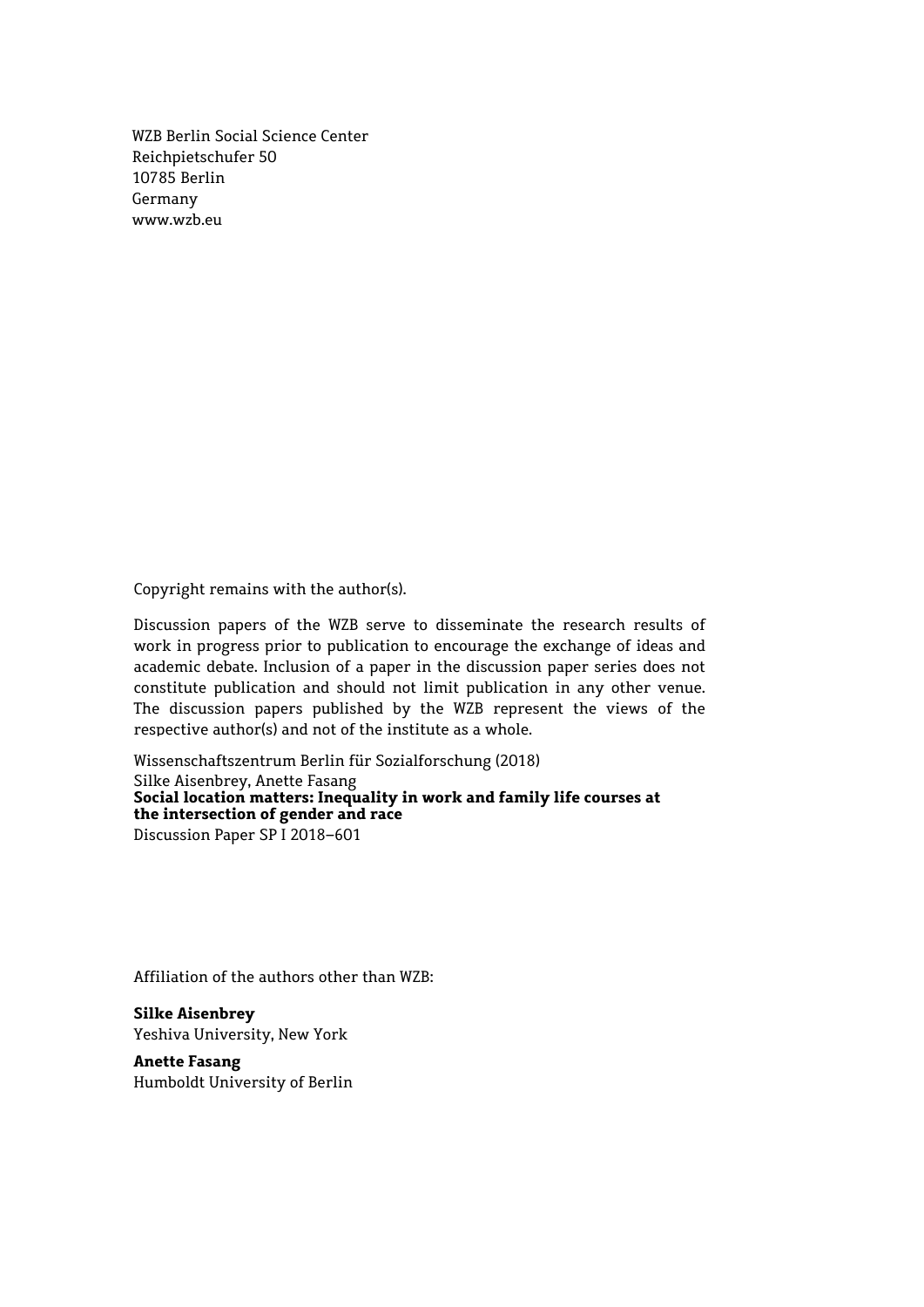WZB Berlin Social Science Center
Reichpietschufer 50
10785 Berlin
Germany
www.wzb.eu

Copyright remains with the author(s).

Discussion papers of the WZB serve to disseminate the research results of work in progress prior to publication to encourage the exchange of ideas and academic debate. Inclusion of a paper in the discussion paper series does not constitute publication and should not limit publication in any other venue. The discussion papers published by the WZB represent the views of the respective author(s) and not of the institute as a whole.

Wissenschaftszentrum Berlin für Sozialforschung (2018)
Silke Aisenbrey, Anette Fasang
**Social location matters: Inequality in work and family life courses at the intersection of gender and race**
Discussion Paper SP I 2018–601

Affiliation of the authors other than WZB:

**Silke Aisenbrey**
Yeshiva University, New York

**Anette Fasang**
Humboldt University of Berlin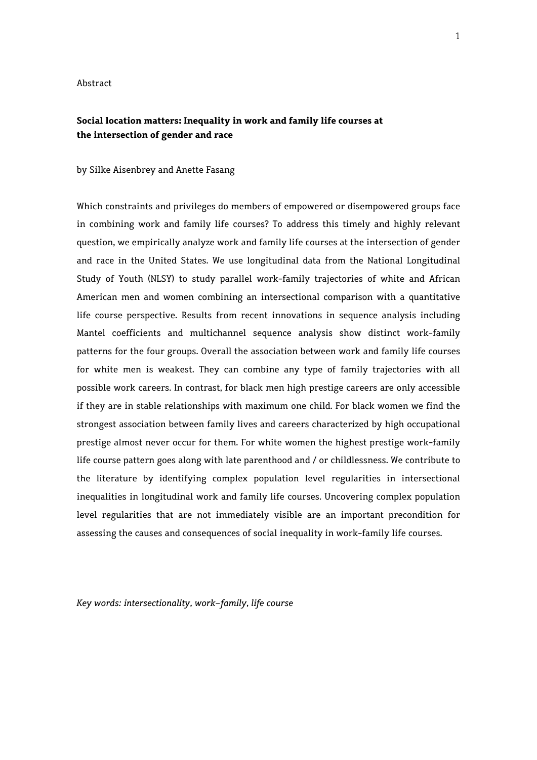Abstract

**Social location matters: Inequality in work and family life courses at the intersection of gender and race**

by Silke Aisenbrey and Anette Fasang

Which constraints and privileges do members of empowered or disempowered groups face in combining work and family life courses? To address this timely and highly relevant question, we empirically analyze work and family life courses at the intersection of gender and race in the United States. We use longitudinal data from the National Longitudinal Study of Youth (NLSY) to study parallel work-family trajectories of white and African American men and women combining an intersectional comparison with a quantitative life course perspective. Results from recent innovations in sequence analysis including Mantel coefficients and multichannel sequence analysis show distinct work-family patterns for the four groups. Overall the association between work and family life courses for white men is weakest. They can combine any type of family trajectories with all possible work careers. In contrast, for black men high prestige careers are only accessible if they are in stable relationships with maximum one child. For black women we find the strongest association between family lives and careers characterized by high occupational prestige almost never occur for them. For white women the highest prestige work-family life course pattern goes along with late parenthood and / or childlessness. We contribute to the literature by identifying complex population level regularities in intersectional inequalities in longitudinal work and family life courses. Uncovering complex population level regularities that are not immediately visible are an important precondition for assessing the causes and consequences of social inequality in work-family life courses.

*Key words: intersectionality, work–family, life course*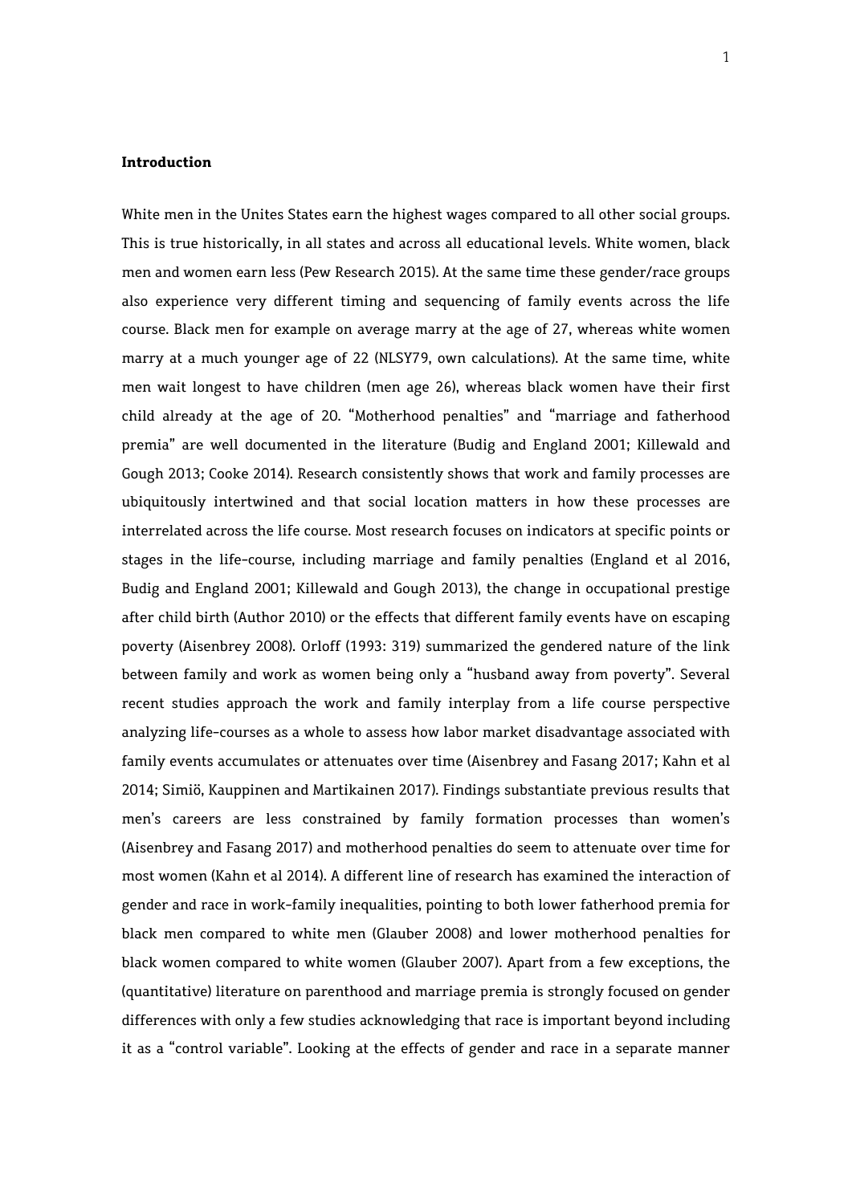**Introduction**

White men in the Unites States earn the highest wages compared to all other social groups. This is true historically, in all states and across all educational levels. White women, black men and women earn less (Pew Research 2015). At the same time these gender/race groups also experience very different timing and sequencing of family events across the life course. Black men for example on average marry at the age of 27, whereas white women marry at a much younger age of 22 (NLSY79, own calculations). At the same time, white men wait longest to have children (men age 26), whereas black women have their first child already at the age of 20. "Motherhood penalties" and "marriage and fatherhood premia" are well documented in the literature (Budig and England 2001; Killewald and Gough 2013; Cooke 2014). Research consistently shows that work and family processes are ubiquitously intertwined and that social location matters in how these processes are interrelated across the life course. Most research focuses on indicators at specific points or stages in the life-course, including marriage and family penalties (England et al 2016, Budig and England 2001; Killewald and Gough 2013), the change in occupational prestige after child birth (Author 2010) or the effects that different family events have on escaping poverty (Aisenbrey 2008). Orloff (1993: 319) summarized the gendered nature of the link between family and work as women being only a "husband away from poverty". Several recent studies approach the work and family interplay from a life course perspective analyzing life-courses as a whole to assess how labor market disadvantage associated with family events accumulates or attenuates over time (Aisenbrey and Fasang 2017; Kahn et al 2014; Simiö, Kauppinen and Martikainen 2017). Findings substantiate previous results that men's careers are less constrained by family formation processes than women's (Aisenbrey and Fasang 2017) and motherhood penalties do seem to attenuate over time for most women (Kahn et al 2014). A different line of research has examined the interaction of gender and race in work-family inequalities, pointing to both lower fatherhood premia for black men compared to white men (Glauber 2008) and lower motherhood penalties for black women compared to white women (Glauber 2007). Apart from a few exceptions, the (quantitative) literature on parenthood and marriage premia is strongly focused on gender differences with only a few studies acknowledging that race is important beyond including it as a "control variable". Looking at the effects of gender and race in a separate manner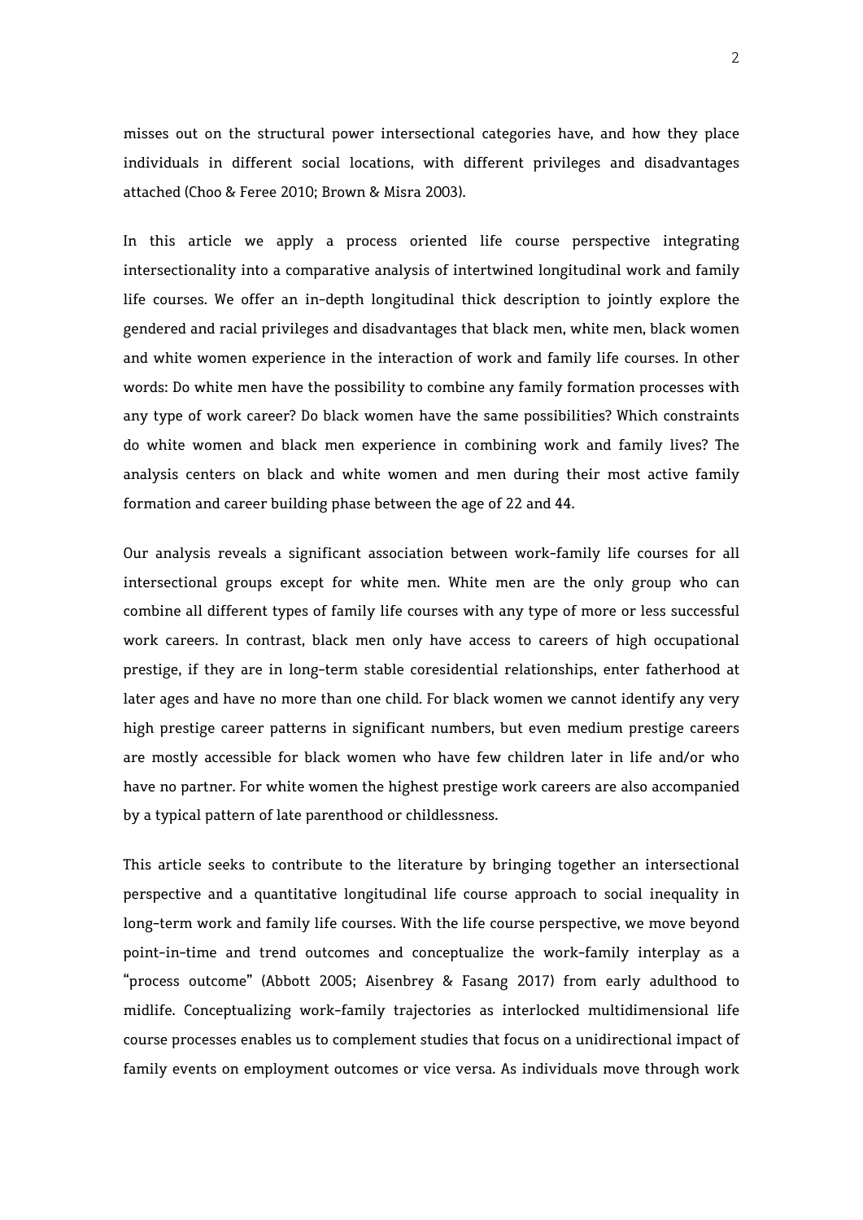misses out on the structural power intersectional categories have, and how they place individuals in different social locations, with different privileges and disadvantages attached (Choo & Feree 2010; Brown & Misra 2003).

In this article we apply a process oriented life course perspective integrating intersectionality into a comparative analysis of intertwined longitudinal work and family life courses. We offer an in-depth longitudinal thick description to jointly explore the gendered and racial privileges and disadvantages that black men, white men, black women and white women experience in the interaction of work and family life courses. In other words: Do white men have the possibility to combine any family formation processes with any type of work career? Do black women have the same possibilities? Which constraints do white women and black men experience in combining work and family lives? The analysis centers on black and white women and men during their most active family formation and career building phase between the age of 22 and 44.

Our analysis reveals a significant association between work-family life courses for all intersectional groups except for white men. White men are the only group who can combine all different types of family life courses with any type of more or less successful work careers. In contrast, black men only have access to careers of high occupational prestige, if they are in long-term stable coresidential relationships, enter fatherhood at later ages and have no more than one child. For black women we cannot identify any very high prestige career patterns in significant numbers, but even medium prestige careers are mostly accessible for black women who have few children later in life and/or who have no partner. For white women the highest prestige work careers are also accompanied by a typical pattern of late parenthood or childlessness.

This article seeks to contribute to the literature by bringing together an intersectional perspective and a quantitative longitudinal life course approach to social inequality in long-term work and family life courses. With the life course perspective, we move beyond point-in-time and trend outcomes and conceptualize the work-family interplay as a "process outcome" (Abbott 2005; Aisenbrey & Fasang 2017) from early adulthood to midlife. Conceptualizing work-family trajectories as interlocked multidimensional life course processes enables us to complement studies that focus on a unidirectional impact of family events on employment outcomes or vice versa. As individuals move through work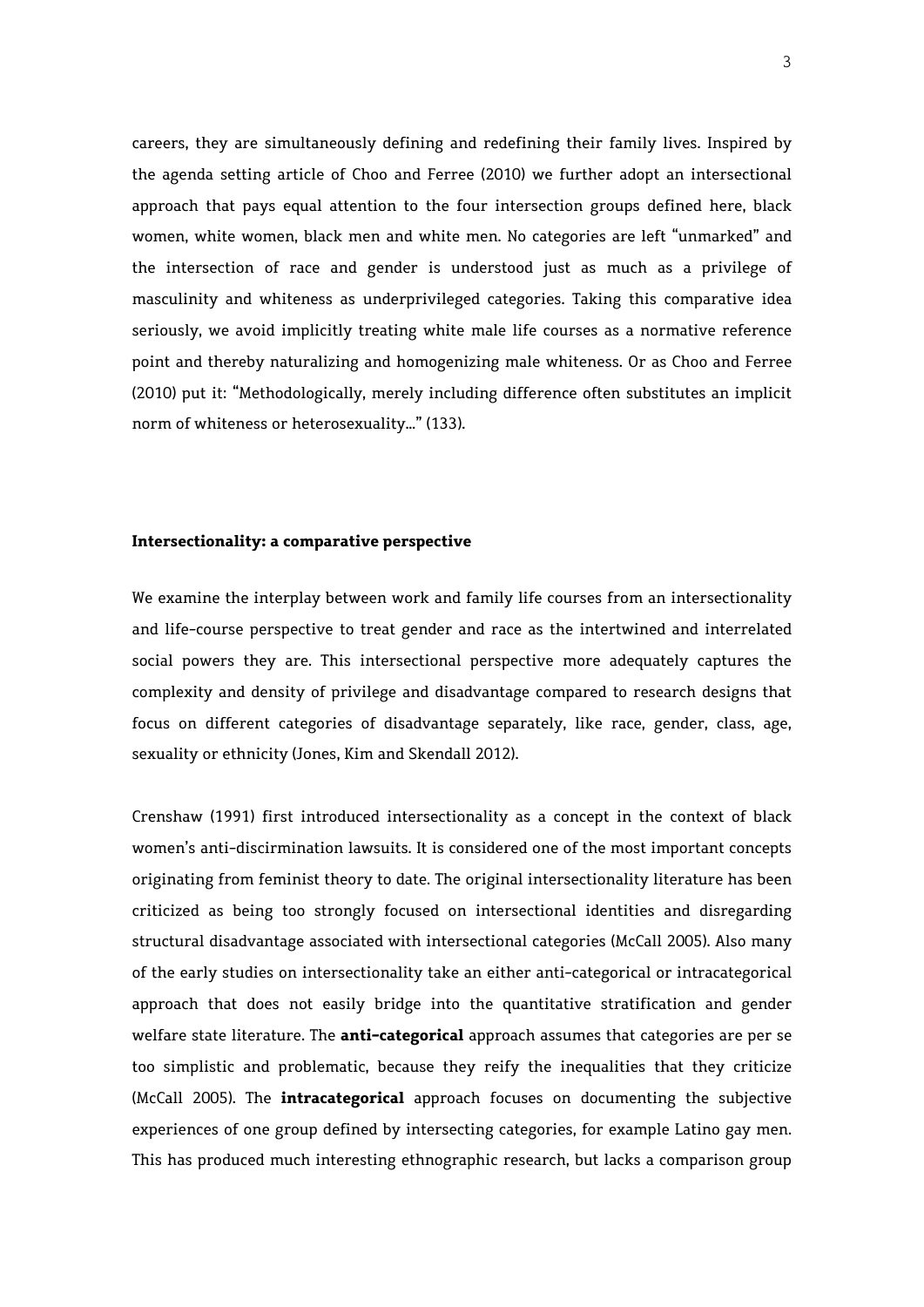careers, they are simultaneously defining and redefining their family lives. Inspired by the agenda setting article of Choo and Ferree (2010) we further adopt an intersectional approach that pays equal attention to the four intersection groups defined here, black women, white women, black men and white men. No categories are left "unmarked" and the intersection of race and gender is understood just as much as a privilege of masculinity and whiteness as underprivileged categories. Taking this comparative idea seriously, we avoid implicitly treating white male life courses as a normative reference point and thereby naturalizing and homogenizing male whiteness. Or as Choo and Ferree (2010) put it: "Methodologically, merely including difference often substitutes an implicit norm of whiteness or heterosexuality…" (133).

**Intersectionality: a comparative perspective**

We examine the interplay between work and family life courses from an intersectionality and life-course perspective to treat gender and race as the intertwined and interrelated social powers they are. This intersectional perspective more adequately captures the complexity and density of privilege and disadvantage compared to research designs that focus on different categories of disadvantage separately, like race, gender, class, age, sexuality or ethnicity (Jones, Kim and Skendall 2012).

Crenshaw (1991) first introduced intersectionality as a concept in the context of black women's anti-discrimination lawsuits. It is considered one of the most important concepts originating from feminist theory to date. The original intersectionality literature has been criticized as being too strongly focused on intersectional identities and disregarding structural disadvantage associated with intersectional categories (McCall 2005). Also many of the early studies on intersectionality take an either anti-categorical or intracategorical approach that does not easily bridge into the quantitative stratification and gender welfare state literature. The **anti-categorical** approach assumes that categories are per se too simplistic and problematic, because they reify the inequalities that they criticize (McCall 2005). The **intracategorical** approach focuses on documenting the subjective experiences of one group defined by intersecting categories, for example Latino gay men. This has produced much interesting ethnographic research, but lacks a comparison group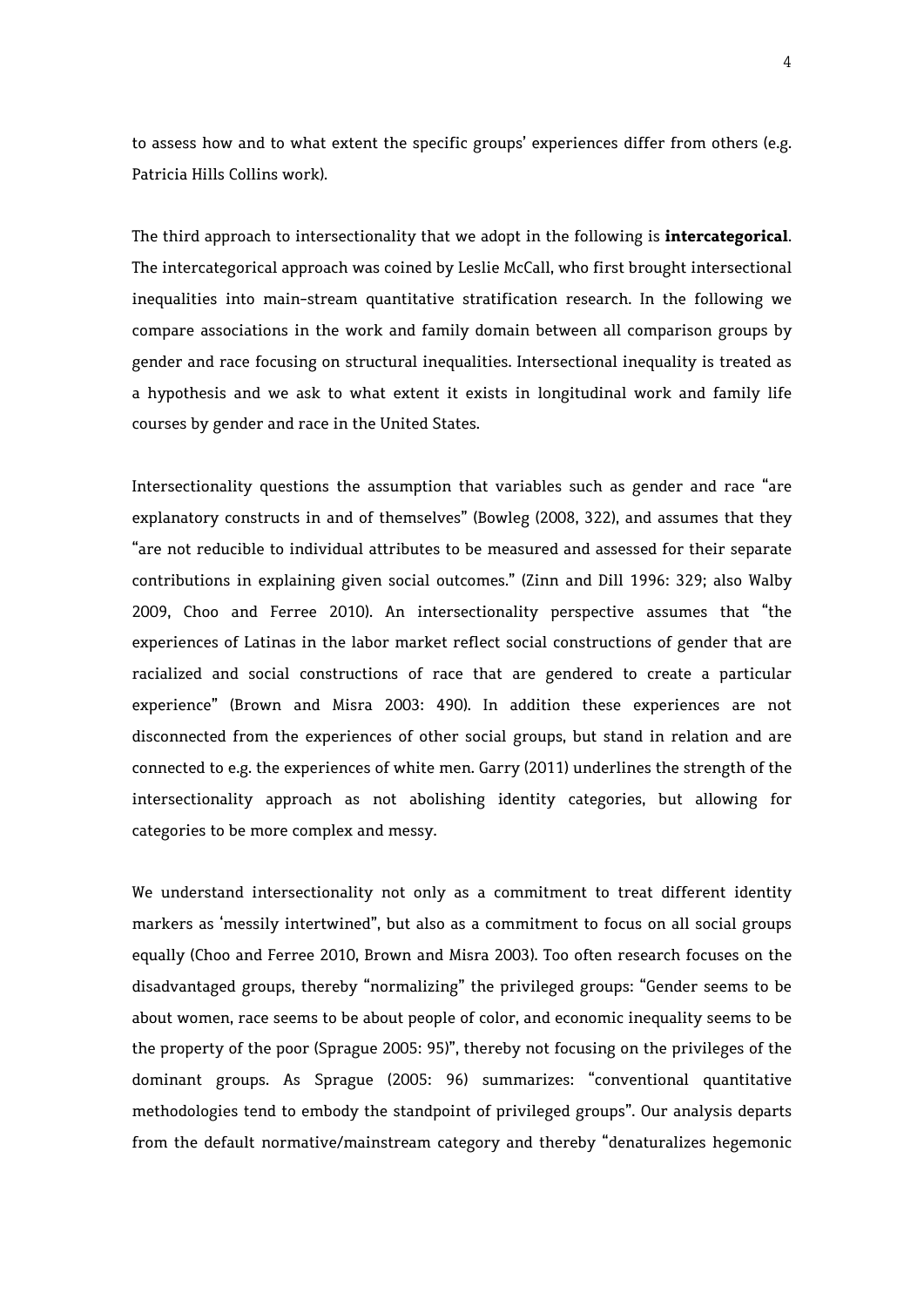to assess how and to what extent the specific groups' experiences differ from others (e.g. Patricia Hills Collins work).

The third approach to intersectionality that we adopt in the following is **intercategorical**. The intercategorical approach was coined by Leslie McCall, who first brought intersectional inequalities into main-stream quantitative stratification research. In the following we compare associations in the work and family domain between all comparison groups by gender and race focusing on structural inequalities. Intersectional inequality is treated as a hypothesis and we ask to what extent it exists in longitudinal work and family life courses by gender and race in the United States.

Intersectionality questions the assumption that variables such as gender and race "are explanatory constructs in and of themselves" (Bowleg (2008, 322), and assumes that they "are not reducible to individual attributes to be measured and assessed for their separate contributions in explaining given social outcomes." (Zinn and Dill 1996: 329; also Walby 2009, Choo and Ferree 2010). An intersectionality perspective assumes that "the experiences of Latinas in the labor market reflect social constructions of gender that are racialized and social constructions of race that are gendered to create a particular experience" (Brown and Misra 2003: 490). In addition these experiences are not disconnected from the experiences of other social groups, but stand in relation and are connected to e.g. the experiences of white men. Garry (2011) underlines the strength of the intersectionality approach as not abolishing identity categories, but allowing for categories to be more complex and messy.

We understand intersectionality not only as a commitment to treat different identity markers as 'messily intertwined", but also as a commitment to focus on all social groups equally (Choo and Ferree 2010, Brown and Misra 2003). Too often research focuses on the disadvantaged groups, thereby "normalizing" the privileged groups: "Gender seems to be about women, race seems to be about people of color, and economic inequality seems to be the property of the poor (Sprague 2005: 95)", thereby not focusing on the privileges of the dominant groups. As Sprague (2005: 96) summarizes: "conventional quantitative methodologies tend to embody the standpoint of privileged groups". Our analysis departs from the default normative/mainstream category and thereby "denaturalizes hegemonic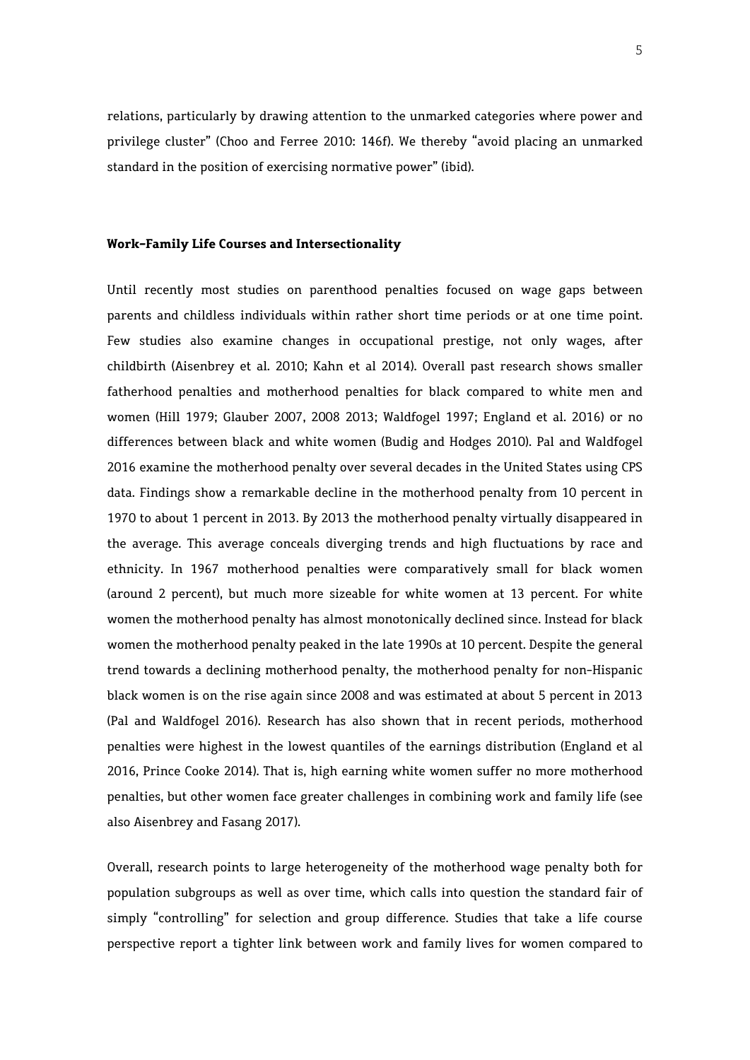relations, particularly by drawing attention to the unmarked categories where power and privilege cluster" (Choo and Ferree 2010: 146f). We thereby "avoid placing an unmarked standard in the position of exercising normative power" (ibid).

### Work-Family Life Courses and Intersectionality

Until recently most studies on parenthood penalties focused on wage gaps between parents and childless individuals within rather short time periods or at one time point. Few studies also examine changes in occupational prestige, not only wages, after childbirth (Aisenbrey et al. 2010; Kahn et al 2014). Overall past research shows smaller fatherhood penalties and motherhood penalties for black compared to white men and women (Hill 1979; Glauber 2007, 2008 2013; Waldfogel 1997; England et al. 2016) or no differences between black and white women (Budig and Hodges 2010). Pal and Waldfogel 2016 examine the motherhood penalty over several decades in the United States using CPS data. Findings show a remarkable decline in the motherhood penalty from 10 percent in 1970 to about 1 percent in 2013. By 2013 the motherhood penalty virtually disappeared in the average. This average conceals diverging trends and high fluctuations by race and ethnicity. In 1967 motherhood penalties were comparatively small for black women (around 2 percent), but much more sizeable for white women at 13 percent. For white women the motherhood penalty has almost monotonically declined since. Instead for black women the motherhood penalty peaked in the late 1990s at 10 percent. Despite the general trend towards a declining motherhood penalty, the motherhood penalty for non-Hispanic black women is on the rise again since 2008 and was estimated at about 5 percent in 2013 (Pal and Waldfogel 2016). Research has also shown that in recent periods, motherhood penalties were highest in the lowest quantiles of the earnings distribution (England et al 2016, Prince Cooke 2014). That is, high earning white women suffer no more motherhood penalties, but other women face greater challenges in combining work and family life (see also Aisenbrey and Fasang 2017).

Overall, research points to large heterogeneity of the motherhood wage penalty both for population subgroups as well as over time, which calls into question the standard fair of simply "controlling" for selection and group difference. Studies that take a life course perspective report a tighter link between work and family lives for women compared to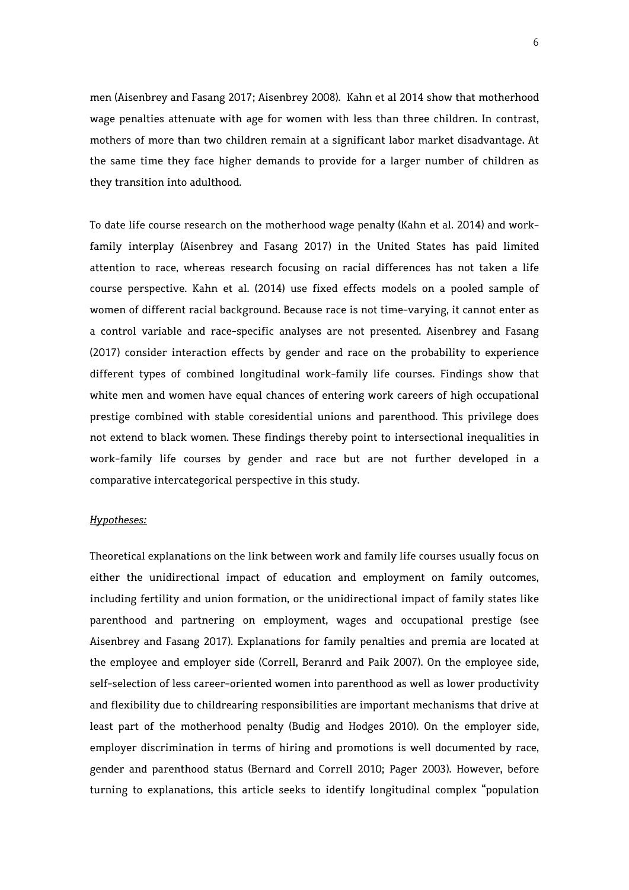men (Aisenbrey and Fasang 2017; Aisenbrey 2008). Kahn et al 2014 show that motherhood wage penalties attenuate with age for women with less than three children. In contrast, mothers of more than two children remain at a significant labor market disadvantage. At the same time they face higher demands to provide for a larger number of children as they transition into adulthood.

To date life course research on the motherhood wage penalty (Kahn et al. 2014) and work-family interplay (Aisenbrey and Fasang 2017) in the United States has paid limited attention to race, whereas research focusing on racial differences has not taken a life course perspective. Kahn et al. (2014) use fixed effects models on a pooled sample of women of different racial background. Because race is not time-varying, it cannot enter as a control variable and race-specific analyses are not presented. Aisenbrey and Fasang (2017) consider interaction effects by gender and race on the probability to experience different types of combined longitudinal work-family life courses. Findings show that white men and women have equal chances of entering work careers of high occupational prestige combined with stable coresidential unions and parenthood. This privilege does not extend to black women. These findings thereby point to intersectional inequalities in work-family life courses by gender and race but are not further developed in a comparative intercategorical perspective in this study.

*Hypotheses:*

Theoretical explanations on the link between work and family life courses usually focus on either the unidirectional impact of education and employment on family outcomes, including fertility and union formation, or the unidirectional impact of family states like parenthood and partnering on employment, wages and occupational prestige (see Aisenbrey and Fasang 2017). Explanations for family penalties and premia are located at the employee and employer side (Correll, Beranrd and Paik 2007). On the employee side, self-selection of less career-oriented women into parenthood as well as lower productivity and flexibility due to childrearing responsibilities are important mechanisms that drive at least part of the motherhood penalty (Budig and Hodges 2010). On the employer side, employer discrimination in terms of hiring and promotions is well documented by race, gender and parenthood status (Bernard and Correll 2010; Pager 2003). However, before turning to explanations, this article seeks to identify longitudinal complex "population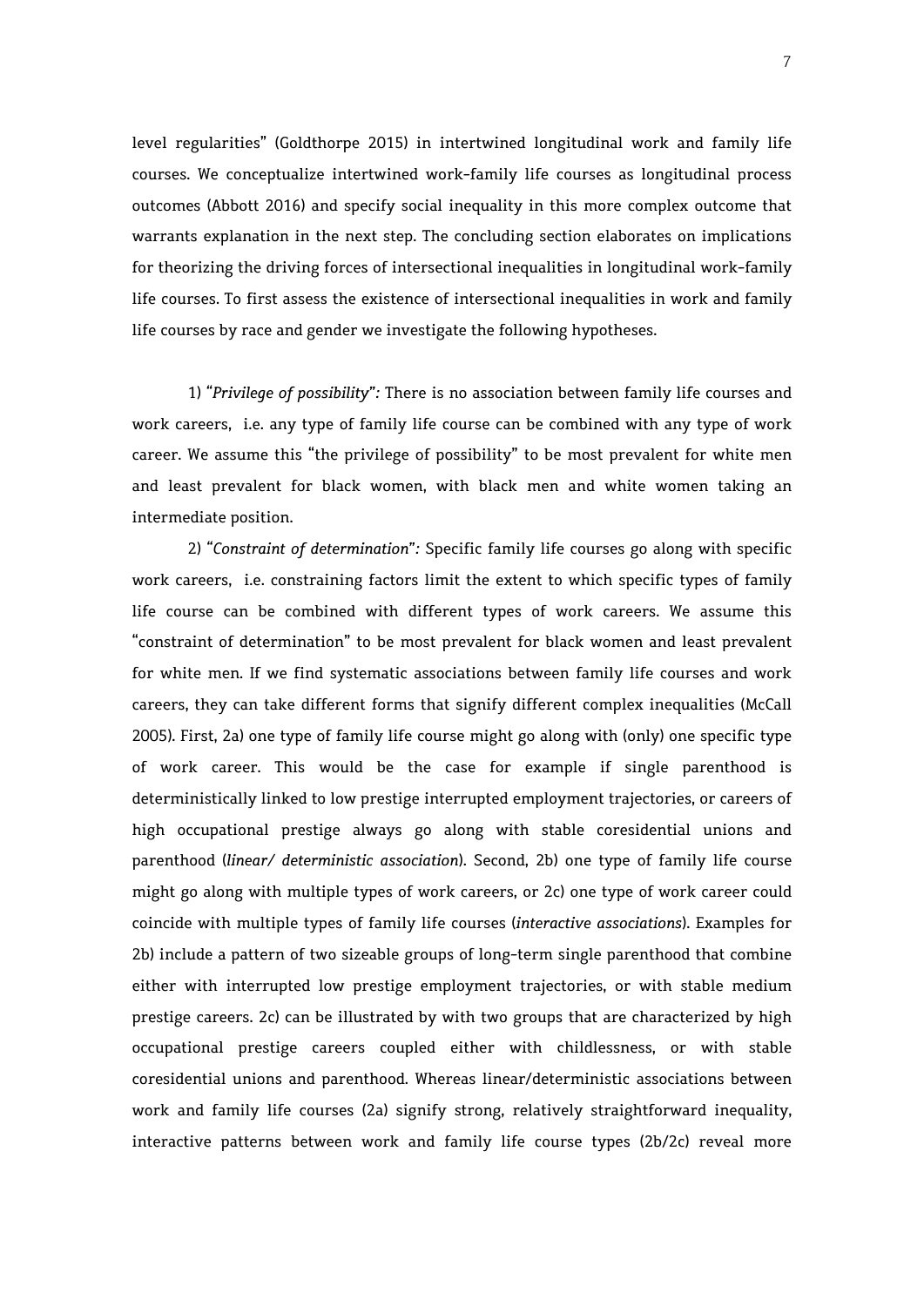level regularities" (Goldthorpe 2015) in intertwined longitudinal work and family life courses. We conceptualize intertwined work-family life courses as longitudinal process outcomes (Abbott 2016) and specify social inequality in this more complex outcome that warrants explanation in the next step. The concluding section elaborates on implications for theorizing the driving forces of intersectional inequalities in longitudinal work-family life courses. To first assess the existence of intersectional inequalities in work and family life courses by race and gender we investigate the following hypotheses.

1) "*Privilege of possibility*"*:* There is no association between family life courses and work careers, i.e. any type of family life course can be combined with any type of work career. We assume this "the privilege of possibility" to be most prevalent for white men and least prevalent for black women, with black men and white women taking an intermediate position.

2) "*Constraint of determination*"*:* Specific family life courses go along with specific work careers, i.e. constraining factors limit the extent to which specific types of family life course can be combined with different types of work careers. We assume this "constraint of determination" to be most prevalent for black women and least prevalent for white men. If we find systematic associations between family life courses and work careers, they can take different forms that signify different complex inequalities (McCall 2005). First, 2a) one type of family life course might go along with (only) one specific type of work career. This would be the case for example if single parenthood is deterministically linked to low prestige interrupted employment trajectories, or careers of high occupational prestige always go along with stable coresidential unions and parenthood (*linear/ deterministic association*). Second, 2b) one type of family life course might go along with multiple types of work careers, or 2c) one type of work career could coincide with multiple types of family life courses (*interactive associations*). Examples for 2b) include a pattern of two sizeable groups of long-term single parenthood that combine either with interrupted low prestige employment trajectories, or with stable medium prestige careers. 2c) can be illustrated by with two groups that are characterized by high occupational prestige careers coupled either with childlessness, or with stable coresidential unions and parenthood. Whereas linear/deterministic associations between work and family life courses (2a) signify strong, relatively straightforward inequality, interactive patterns between work and family life course types (2b/2c) reveal more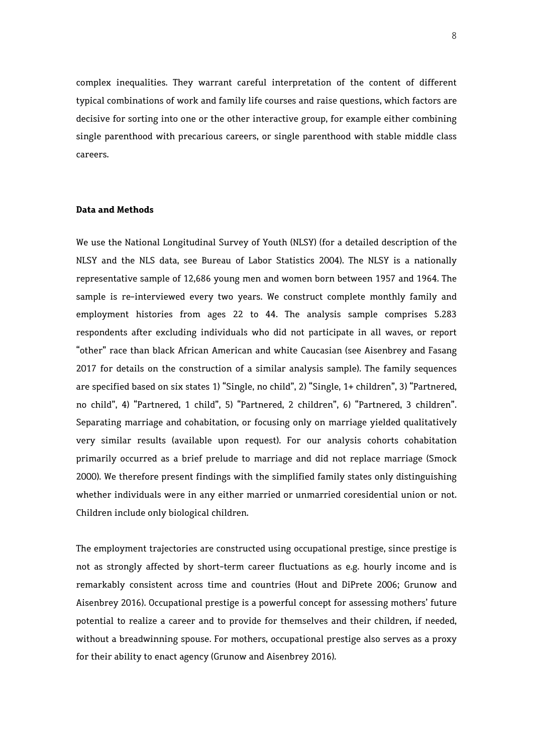complex inequalities. They warrant careful interpretation of the content of different typical combinations of work and family life courses and raise questions, which factors are decisive for sorting into one or the other interactive group, for example either combining single parenthood with precarious careers, or single parenthood with stable middle class careers.

**Data and Methods**

We use the National Longitudinal Survey of Youth (NLSY) (for a detailed description of the NLSY and the NLS data, see Bureau of Labor Statistics 2004). The NLSY is a nationally representative sample of 12,686 young men and women born between 1957 and 1964. The sample is re-interviewed every two years. We construct complete monthly family and employment histories from ages 22 to 44. The analysis sample comprises 5.283 respondents after excluding individuals who did not participate in all waves, or report "other" race than black African American and white Caucasian (see Aisenbrey and Fasang 2017 for details on the construction of a similar analysis sample). The family sequences are specified based on six states 1) "Single, no child", 2) "Single, 1+ children", 3) "Partnered, no child", 4) "Partnered, 1 child", 5) "Partnered, 2 children", 6) "Partnered, 3 children". Separating marriage and cohabitation, or focusing only on marriage yielded qualitatively very similar results (available upon request). For our analysis cohorts cohabitation primarily occurred as a brief prelude to marriage and did not replace marriage (Smock 2000). We therefore present findings with the simplified family states only distinguishing whether individuals were in any either married or unmarried coresidential union or not. Children include only biological children.

The employment trajectories are constructed using occupational prestige, since prestige is not as strongly affected by short-term career fluctuations as e.g. hourly income and is remarkably consistent across time and countries (Hout and DiPrete 2006; Grunow and Aisenbrey 2016). Occupational prestige is a powerful concept for assessing mothers' future potential to realize a career and to provide for themselves and their children, if needed, without a breadwinning spouse. For mothers, occupational prestige also serves as a proxy for their ability to enact agency (Grunow and Aisenbrey 2016).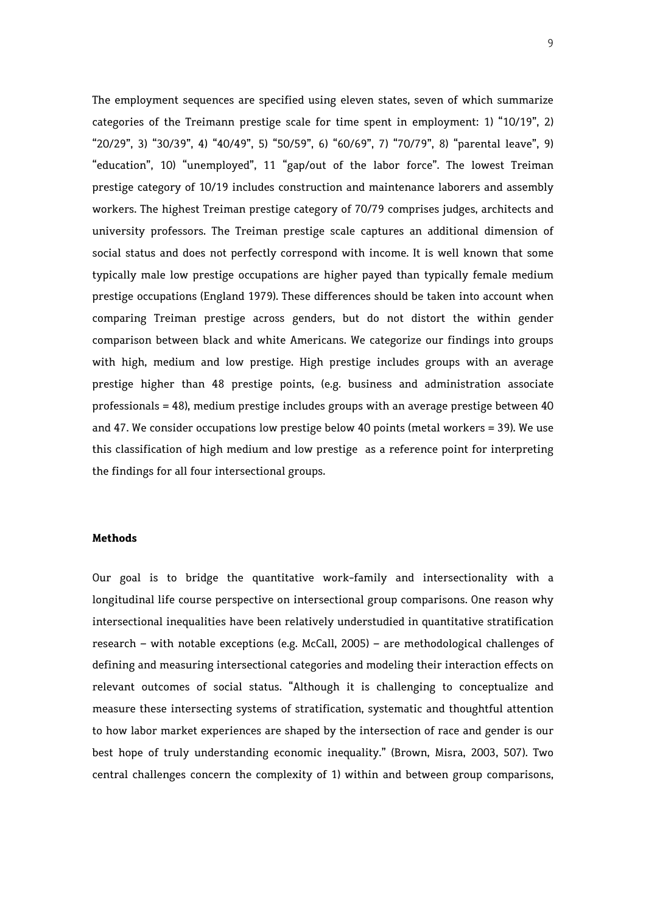The employment sequences are specified using eleven states, seven of which summarize categories of the Treimann prestige scale for time spent in employment: 1) "10/19", 2) "20/29", 3) "30/39", 4) "40/49", 5) "50/59", 6) "60/69", 7) "70/79", 8) "parental leave", 9) "education", 10) "unemployed", 11 "gap/out of the labor force". The lowest Treiman prestige category of 10/19 includes construction and maintenance laborers and assembly workers. The highest Treiman prestige category of 70/79 comprises judges, architects and university professors. The Treiman prestige scale captures an additional dimension of social status and does not perfectly correspond with income. It is well known that some typically male low prestige occupations are higher payed than typically female medium prestige occupations (England 1979). These differences should be taken into account when comparing Treiman prestige across genders, but do not distort the within gender comparison between black and white Americans. We categorize our findings into groups with high, medium and low prestige. High prestige includes groups with an average prestige higher than 48 prestige points, (e.g. business and administration associate professionals = 48), medium prestige includes groups with an average prestige between 40 and 47. We consider occupations low prestige below 40 points (metal workers = 39). We use this classification of high medium and low prestige as a reference point for interpreting the findings for all four intersectional groups.

### Methods

Our goal is to bridge the quantitative work-family and intersectionality with a longitudinal life course perspective on intersectional group comparisons. One reason why intersectional inequalities have been relatively understudied in quantitative stratification research – with notable exceptions (e.g. McCall, 2005) – are methodological challenges of defining and measuring intersectional categories and modeling their interaction effects on relevant outcomes of social status. "Although it is challenging to conceptualize and measure these intersecting systems of stratification, systematic and thoughtful attention to how labor market experiences are shaped by the intersection of race and gender is our best hope of truly understanding economic inequality." (Brown, Misra, 2003, 507). Two central challenges concern the complexity of 1) within and between group comparisons,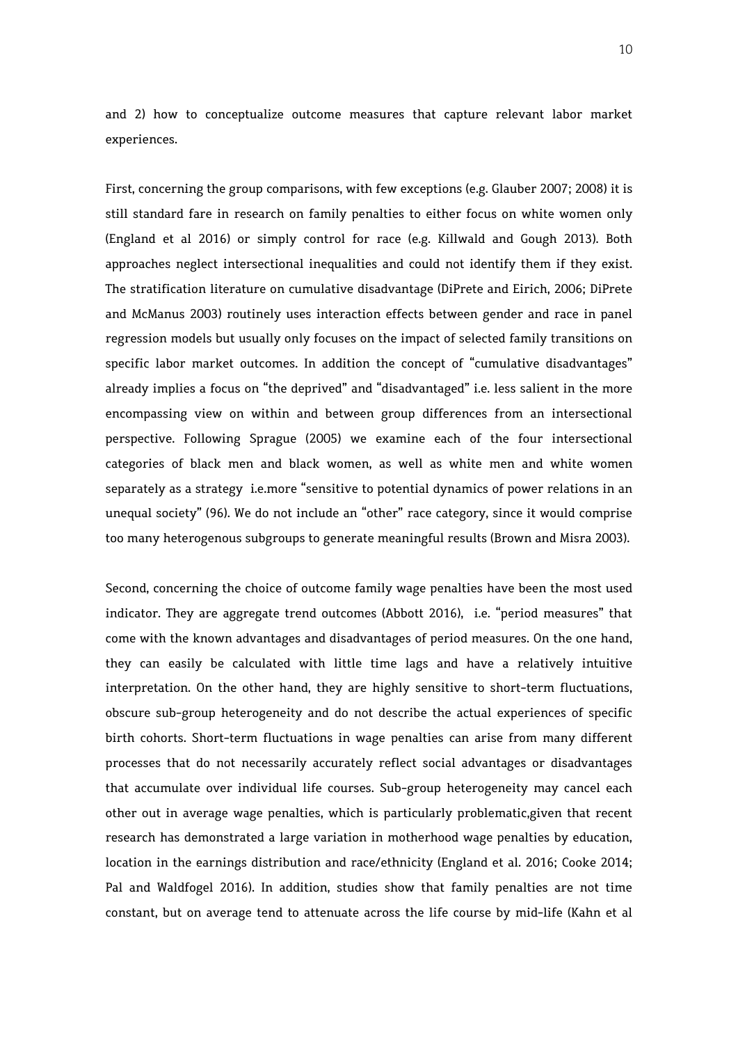and 2) how to conceptualize outcome measures that capture relevant labor market experiences.

First, concerning the group comparisons, with few exceptions (e.g. Glauber 2007; 2008) it is still standard fare in research on family penalties to either focus on white women only (England et al 2016) or simply control for race (e.g. Killwald and Gough 2013). Both approaches neglect intersectional inequalities and could not identify them if they exist. The stratification literature on cumulative disadvantage (DiPrete and Eirich, 2006; DiPrete and McManus 2003) routinely uses interaction effects between gender and race in panel regression models but usually only focuses on the impact of selected family transitions on specific labor market outcomes. In addition the concept of "cumulative disadvantages" already implies a focus on "the deprived" and "disadvantaged" i.e. less salient in the more encompassing view on within and between group differences from an intersectional perspective. Following Sprague (2005) we examine each of the four intersectional categories of black men and black women, as well as white men and white women separately as a strategy i.e.more "sensitive to potential dynamics of power relations in an unequal society" (96). We do not include an "other" race category, since it would comprise too many heterogenous subgroups to generate meaningful results (Brown and Misra 2003).

Second, concerning the choice of outcome family wage penalties have been the most used indicator. They are aggregate trend outcomes (Abbott 2016), i.e. "period measures" that come with the known advantages and disadvantages of period measures. On the one hand, they can easily be calculated with little time lags and have a relatively intuitive interpretation. On the other hand, they are highly sensitive to short-term fluctuations, obscure sub-group heterogeneity and do not describe the actual experiences of specific birth cohorts. Short-term fluctuations in wage penalties can arise from many different processes that do not necessarily accurately reflect social advantages or disadvantages that accumulate over individual life courses. Sub-group heterogeneity may cancel each other out in average wage penalties, which is particularly problematic,given that recent research has demonstrated a large variation in motherhood wage penalties by education, location in the earnings distribution and race/ethnicity (England et al. 2016; Cooke 2014; Pal and Waldfogel 2016). In addition, studies show that family penalties are not time constant, but on average tend to attenuate across the life course by mid-life (Kahn et al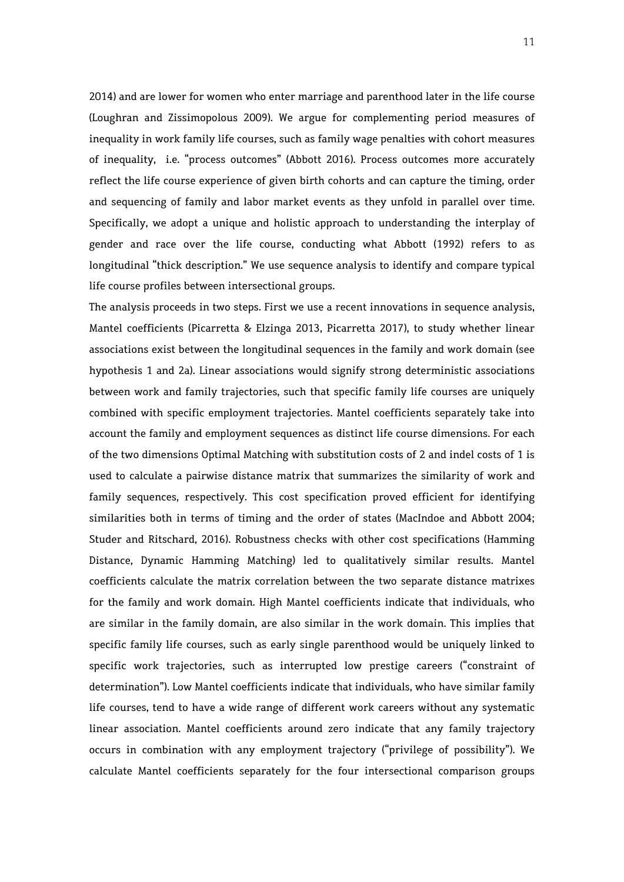2014) and are lower for women who enter marriage and parenthood later in the life course (Loughran and Zissimopolous 2009). We argue for complementing period measures of inequality in work family life courses, such as family wage penalties with cohort measures of inequality, i.e. "process outcomes" (Abbott 2016). Process outcomes more accurately reflect the life course experience of given birth cohorts and can capture the timing, order and sequencing of family and labor market events as they unfold in parallel over time. Specifically, we adopt a unique and holistic approach to understanding the interplay of gender and race over the life course, conducting what Abbott (1992) refers to as longitudinal "thick description." We use sequence analysis to identify and compare typical life course profiles between intersectional groups.

The analysis proceeds in two steps. First we use a recent innovations in sequence analysis, Mantel coefficients (Picarretta & Elzinga 2013, Picarretta 2017), to study whether linear associations exist between the longitudinal sequences in the family and work domain (see hypothesis 1 and 2a). Linear associations would signify strong deterministic associations between work and family trajectories, such that specific family life courses are uniquely combined with specific employment trajectories. Mantel coefficients separately take into account the family and employment sequences as distinct life course dimensions. For each of the two dimensions Optimal Matching with substitution costs of 2 and indel costs of 1 is used to calculate a pairwise distance matrix that summarizes the similarity of work and family sequences, respectively. This cost specification proved efficient for identifying similarities both in terms of timing and the order of states (MacIndoe and Abbott 2004; Studer and Ritschard, 2016). Robustness checks with other cost specifications (Hamming Distance, Dynamic Hamming Matching) led to qualitatively similar results. Mantel coefficients calculate the matrix correlation between the two separate distance matrixes for the family and work domain. High Mantel coefficients indicate that individuals, who are similar in the family domain, are also similar in the work domain. This implies that specific family life courses, such as early single parenthood would be uniquely linked to specific work trajectories, such as interrupted low prestige careers ("constraint of determination"). Low Mantel coefficients indicate that individuals, who have similar family life courses, tend to have a wide range of different work careers without any systematic linear association. Mantel coefficients around zero indicate that any family trajectory occurs in combination with any employment trajectory ("privilege of possibility"). We calculate Mantel coefficients separately for the four intersectional comparison groups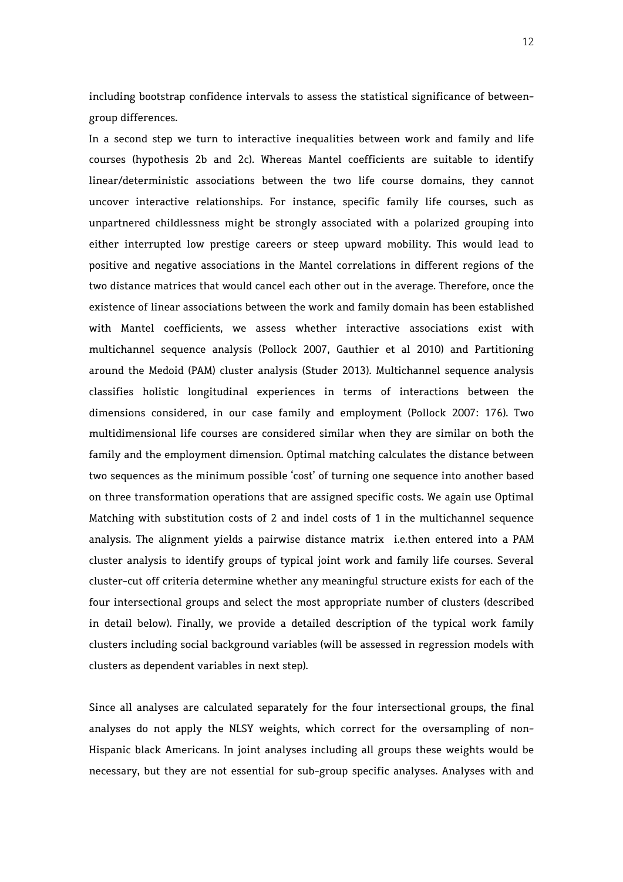including bootstrap confidence intervals to assess the statistical significance of between-group differences.

In a second step we turn to interactive inequalities between work and family and life courses (hypothesis 2b and 2c). Whereas Mantel coefficients are suitable to identify linear/deterministic associations between the two life course domains, they cannot uncover interactive relationships. For instance, specific family life courses, such as unpartnered childlessness might be strongly associated with a polarized grouping into either interrupted low prestige careers or steep upward mobility. This would lead to positive and negative associations in the Mantel correlations in different regions of the two distance matrices that would cancel each other out in the average. Therefore, once the existence of linear associations between the work and family domain has been established with Mantel coefficients, we assess whether interactive associations exist with multichannel sequence analysis (Pollock 2007, Gauthier et al 2010) and Partitioning around the Medoid (PAM) cluster analysis (Studer 2013). Multichannel sequence analysis classifies holistic longitudinal experiences in terms of interactions between the dimensions considered, in our case family and employment (Pollock 2007: 176). Two multidimensional life courses are considered similar when they are similar on both the family and the employment dimension. Optimal matching calculates the distance between two sequences as the minimum possible 'cost' of turning one sequence into another based on three transformation operations that are assigned specific costs. We again use Optimal Matching with substitution costs of 2 and indel costs of 1 in the multichannel sequence analysis. The alignment yields a pairwise distance matrix i.e.then entered into a PAM cluster analysis to identify groups of typical joint work and family life courses. Several cluster-cut off criteria determine whether any meaningful structure exists for each of the four intersectional groups and select the most appropriate number of clusters (described in detail below). Finally, we provide a detailed description of the typical work family clusters including social background variables (will be assessed in regression models with clusters as dependent variables in next step).

Since all analyses are calculated separately for the four intersectional groups, the final analyses do not apply the NLSY weights, which correct for the oversampling of non-Hispanic black Americans. In joint analyses including all groups these weights would be necessary, but they are not essential for sub-group specific analyses. Analyses with and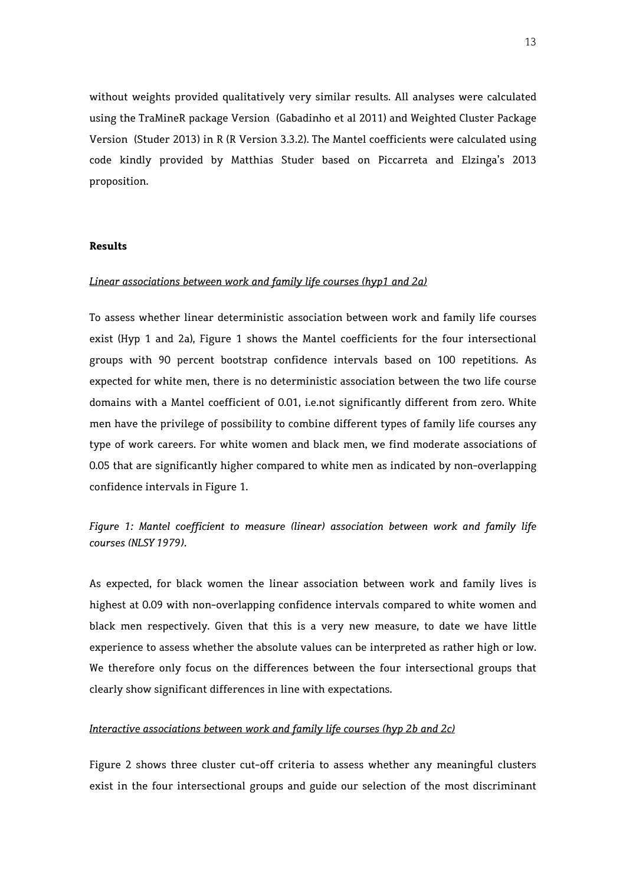without weights provided qualitatively very similar results. All analyses were calculated using the TraMineR package Version  (Gabadinho et al 2011) and Weighted Cluster Package Version  (Studer 2013) in R (R Version 3.3.2). The Mantel coefficients were calculated using code kindly provided by Matthias Studer based on Piccarreta and Elzinga's 2013 proposition.

## Results

### *Linear associations between work and family life courses (hyp1 and 2a)*

To assess whether linear deterministic association between work and family life courses exist (Hyp 1 and 2a), Figure 1 shows the Mantel coefficients for the four intersectional groups with 90 percent bootstrap confidence intervals based on 100 repetitions. As expected for white men, there is no deterministic association between the two life course domains with a Mantel coefficient of 0.01, i.e.not significantly different from zero. White men have the privilege of possibility to combine different types of family life courses any type of work careers. For white women and black men, we find moderate associations of 0.05 that are significantly higher compared to white men as indicated by non-overlapping confidence intervals in Figure 1.

*Figure 1: Mantel coefficient to measure (linear) association between work and family life courses (NLSY 1979).*

As expected, for black women the linear association between work and family lives is highest at 0.09 with non-overlapping confidence intervals compared to white women and black men respectively. Given that this is a very new measure, to date we have little experience to assess whether the absolute values can be interpreted as rather high or low. We therefore only focus on the differences between the four intersectional groups that clearly show significant differences in line with expectations.

### *Interactive associations between work and family life courses (hyp 2b and 2c)*

Figure 2 shows three cluster cut-off criteria to assess whether any meaningful clusters exist in the four intersectional groups and guide our selection of the most discriminant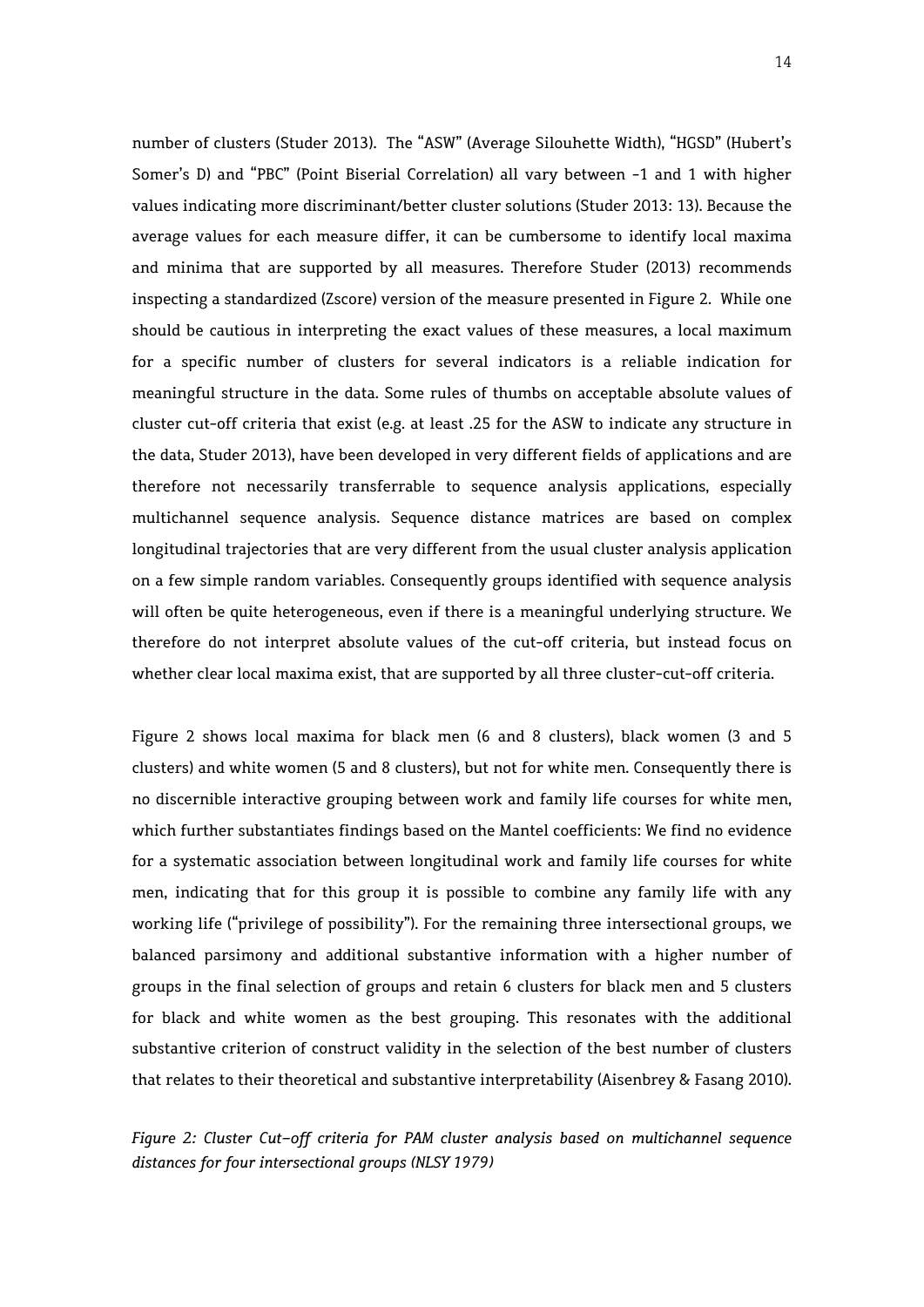number of clusters (Studer 2013). The "ASW" (Average Silouhette Width), "HGSD" (Hubert's Somer's D) and "PBC" (Point Biserial Correlation) all vary between -1 and 1 with higher values indicating more discriminant/better cluster solutions (Studer 2013: 13). Because the average values for each measure differ, it can be cumbersome to identify local maxima and minima that are supported by all measures. Therefore Studer (2013) recommends inspecting a standardized (Zscore) version of the measure presented in Figure 2. While one should be cautious in interpreting the exact values of these measures, a local maximum for a specific number of clusters for several indicators is a reliable indication for meaningful structure in the data. Some rules of thumbs on acceptable absolute values of cluster cut-off criteria that exist (e.g. at least .25 for the ASW to indicate any structure in the data, Studer 2013), have been developed in very different fields of applications and are therefore not necessarily transferrable to sequence analysis applications, especially multichannel sequence analysis. Sequence distance matrices are based on complex longitudinal trajectories that are very different from the usual cluster analysis application on a few simple random variables. Consequently groups identified with sequence analysis will often be quite heterogeneous, even if there is a meaningful underlying structure. We therefore do not interpret absolute values of the cut-off criteria, but instead focus on whether clear local maxima exist, that are supported by all three cluster-cut-off criteria.

Figure 2 shows local maxima for black men (6 and 8 clusters), black women (3 and 5 clusters) and white women (5 and 8 clusters), but not for white men. Consequently there is no discernible interactive grouping between work and family life courses for white men, which further substantiates findings based on the Mantel coefficients: We find no evidence for a systematic association between longitudinal work and family life courses for white men, indicating that for this group it is possible to combine any family life with any working life ("privilege of possibility"). For the remaining three intersectional groups, we balanced parsimony and additional substantive information with a higher number of groups in the final selection of groups and retain 6 clusters for black men and 5 clusters for black and white women as the best grouping. This resonates with the additional substantive criterion of construct validity in the selection of the best number of clusters that relates to their theoretical and substantive interpretability (Aisenbrey & Fasang 2010).

*Figure 2: Cluster Cut-off criteria for PAM cluster analysis based on multichannel sequence distances for four intersectional groups (NLSY 1979)*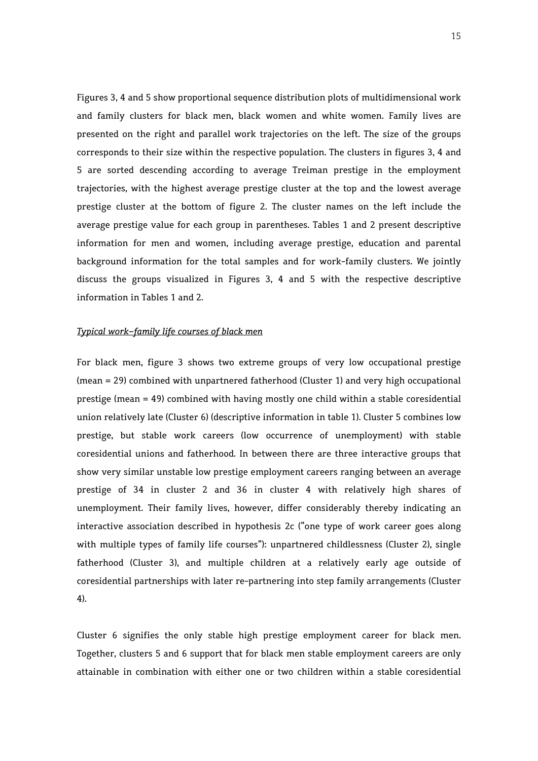Figures 3, 4 and 5 show proportional sequence distribution plots of multidimensional work and family clusters for black men, black women and white women. Family lives are presented on the right and parallel work trajectories on the left. The size of the groups corresponds to their size within the respective population. The clusters in figures 3, 4 and 5 are sorted descending according to average Treiman prestige in the employment trajectories, with the highest average prestige cluster at the top and the lowest average prestige cluster at the bottom of figure 2. The cluster names on the left include the average prestige value for each group in parentheses. Tables 1 and 2 present descriptive information for men and women, including average prestige, education and parental background information for the total samples and for work-family clusters. We jointly discuss the groups visualized in Figures 3, 4 and 5 with the respective descriptive information in Tables 1 and 2.

*Typical work–family life courses of black men*

For black men, figure 3 shows two extreme groups of very low occupational prestige (mean = 29) combined with unpartnered fatherhood (Cluster 1) and very high occupational prestige (mean = 49) combined with having mostly one child within a stable coresidential union relatively late (Cluster 6) (descriptive information in table 1). Cluster 5 combines low prestige, but stable work careers (low occurrence of unemployment) with stable coresidential unions and fatherhood. In between there are three interactive groups that show very similar unstable low prestige employment careers ranging between an average prestige of 34 in cluster 2 and 36 in cluster 4 with relatively high shares of unemployment. Their family lives, however, differ considerably thereby indicating an interactive association described in hypothesis 2c ("one type of work career goes along with multiple types of family life courses"): unpartnered childlessness (Cluster 2), single fatherhood (Cluster 3), and multiple children at a relatively early age outside of coresidential partnerships with later re-partnering into step family arrangements (Cluster 4).

Cluster 6 signifies the only stable high prestige employment career for black men. Together, clusters 5 and 6 support that for black men stable employment careers are only attainable in combination with either one or two children within a stable coresidential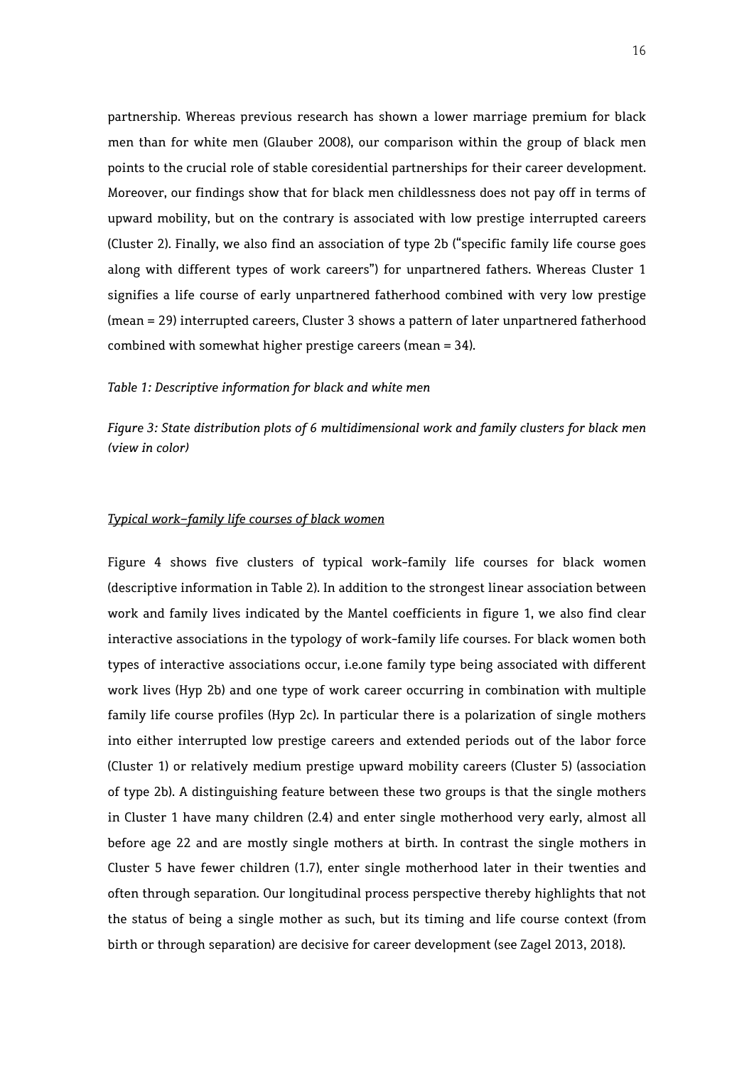partnership. Whereas previous research has shown a lower marriage premium for black men than for white men (Glauber 2008), our comparison within the group of black men points to the crucial role of stable coresidential partnerships for their career development. Moreover, our findings show that for black men childlessness does not pay off in terms of upward mobility, but on the contrary is associated with low prestige interrupted careers (Cluster 2). Finally, we also find an association of type 2b ("specific family life course goes along with different types of work careers") for unpartnered fathers. Whereas Cluster 1 signifies a life course of early unpartnered fatherhood combined with very low prestige (mean = 29) interrupted careers, Cluster 3 shows a pattern of later unpartnered fatherhood combined with somewhat higher prestige careers (mean = 34).

*Table 1: Descriptive information for black and white men*

*Figure 3: State distribution plots of 6 multidimensional work and family clusters for black men (view in color)*

*Typical work–family life courses of black women*

Figure 4 shows five clusters of typical work-family life courses for black women (descriptive information in Table 2). In addition to the strongest linear association between work and family lives indicated by the Mantel coefficients in figure 1, we also find clear interactive associations in the typology of work-family life courses. For black women both types of interactive associations occur, i.e.one family type being associated with different work lives (Hyp 2b) and one type of work career occurring in combination with multiple family life course profiles (Hyp 2c). In particular there is a polarization of single mothers into either interrupted low prestige careers and extended periods out of the labor force (Cluster 1) or relatively medium prestige upward mobility careers (Cluster 5) (association of type 2b). A distinguishing feature between these two groups is that the single mothers in Cluster 1 have many children (2.4) and enter single motherhood very early, almost all before age 22 and are mostly single mothers at birth. In contrast the single mothers in Cluster 5 have fewer children (1.7), enter single motherhood later in their twenties and often through separation. Our longitudinal process perspective thereby highlights that not the status of being a single mother as such, but its timing and life course context (from birth or through separation) are decisive for career development (see Zagel 2013, 2018).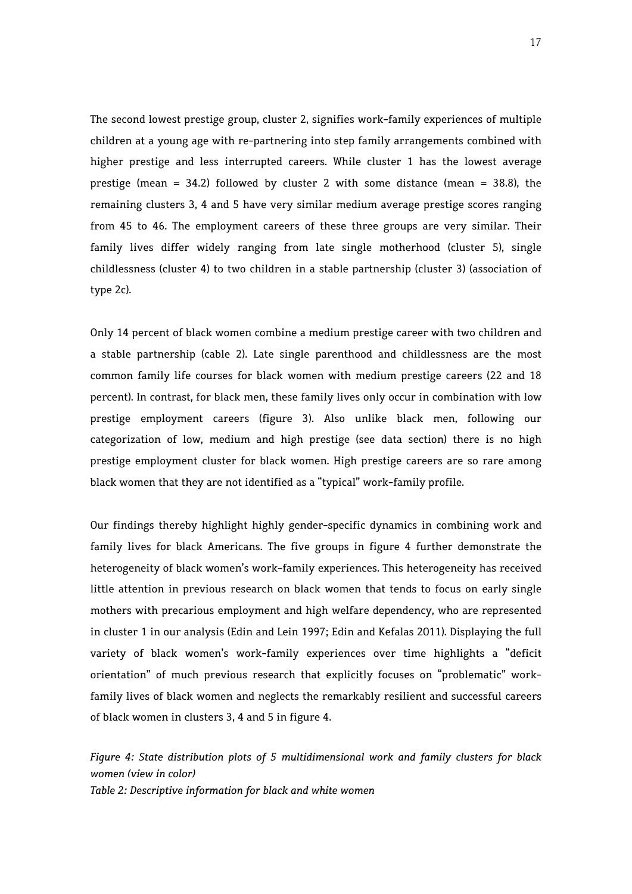The second lowest prestige group, cluster 2, signifies work-family experiences of multiple children at a young age with re-partnering into step family arrangements combined with higher prestige and less interrupted careers. While cluster 1 has the lowest average prestige (mean = 34.2) followed by cluster 2 with some distance (mean = 38.8), the remaining clusters 3, 4 and 5 have very similar medium average prestige scores ranging from 45 to 46. The employment careers of these three groups are very similar. Their family lives differ widely ranging from late single motherhood (cluster 5), single childlessness (cluster 4) to two children in a stable partnership (cluster 3) (association of type 2c).

Only 14 percent of black women combine a medium prestige career with two children and a stable partnership (cable 2). Late single parenthood and childlessness are the most common family life courses for black women with medium prestige careers (22 and 18 percent). In contrast, for black men, these family lives only occur in combination with low prestige employment careers (figure 3). Also unlike black men, following our categorization of low, medium and high prestige (see data section) there is no high prestige employment cluster for black women. High prestige careers are so rare among black women that they are not identified as a "typical" work-family profile.

Our findings thereby highlight highly gender-specific dynamics in combining work and family lives for black Americans. The five groups in figure 4 further demonstrate the heterogeneity of black women's work-family experiences. This heterogeneity has received little attention in previous research on black women that tends to focus on early single mothers with precarious employment and high welfare dependency, who are represented in cluster 1 in our analysis (Edin and Lein 1997; Edin and Kefalas 2011). Displaying the full variety of black women's work-family experiences over time highlights a "deficit orientation" of much previous research that explicitly focuses on "problematic" work-family lives of black women and neglects the remarkably resilient and successful careers of black women in clusters 3, 4 and 5 in figure 4.

*Figure 4: State distribution plots of 5 multidimensional work and family clusters for black women (view in color)*

*Table 2: Descriptive information for black and white women*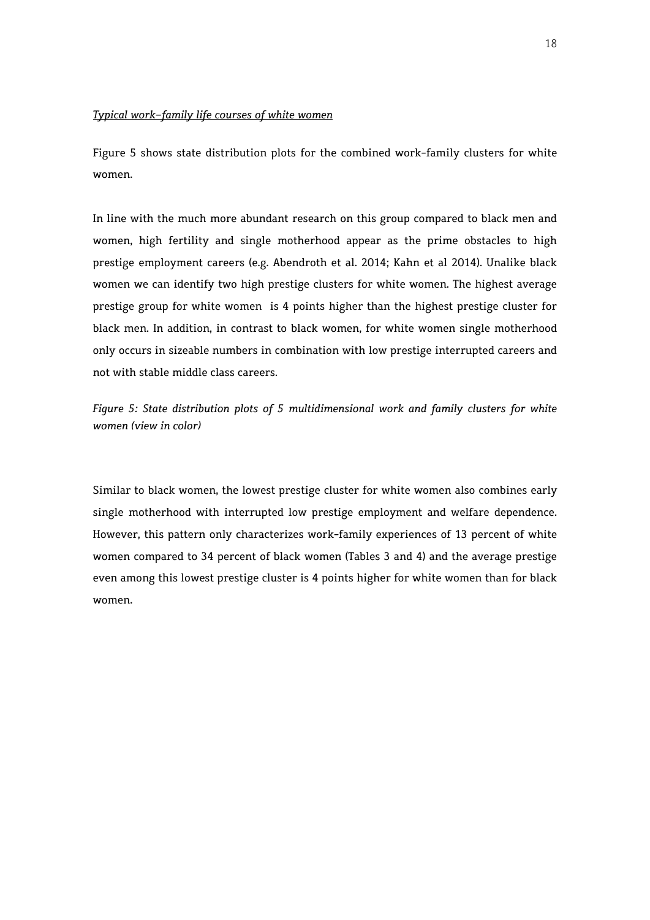*Typical work–family life courses of white women*

Figure 5 shows state distribution plots for the combined work-family clusters for white women.

In line with the much more abundant research on this group compared to black men and women, high fertility and single motherhood appear as the prime obstacles to high prestige employment careers (e.g. Abendroth et al. 2014; Kahn et al 2014). Unalike black women we can identify two high prestige clusters for white women. The highest average prestige group for white women is 4 points higher than the highest prestige cluster for black men. In addition, in contrast to black women, for white women single motherhood only occurs in sizeable numbers in combination with low prestige interrupted careers and not with stable middle class careers.

*Figure 5: State distribution plots of 5 multidimensional work and family clusters for white women (view in color)*

Similar to black women, the lowest prestige cluster for white women also combines early single motherhood with interrupted low prestige employment and welfare dependence. However, this pattern only characterizes work-family experiences of 13 percent of white women compared to 34 percent of black women (Tables 3 and 4) and the average prestige even among this lowest prestige cluster is 4 points higher for white women than for black women.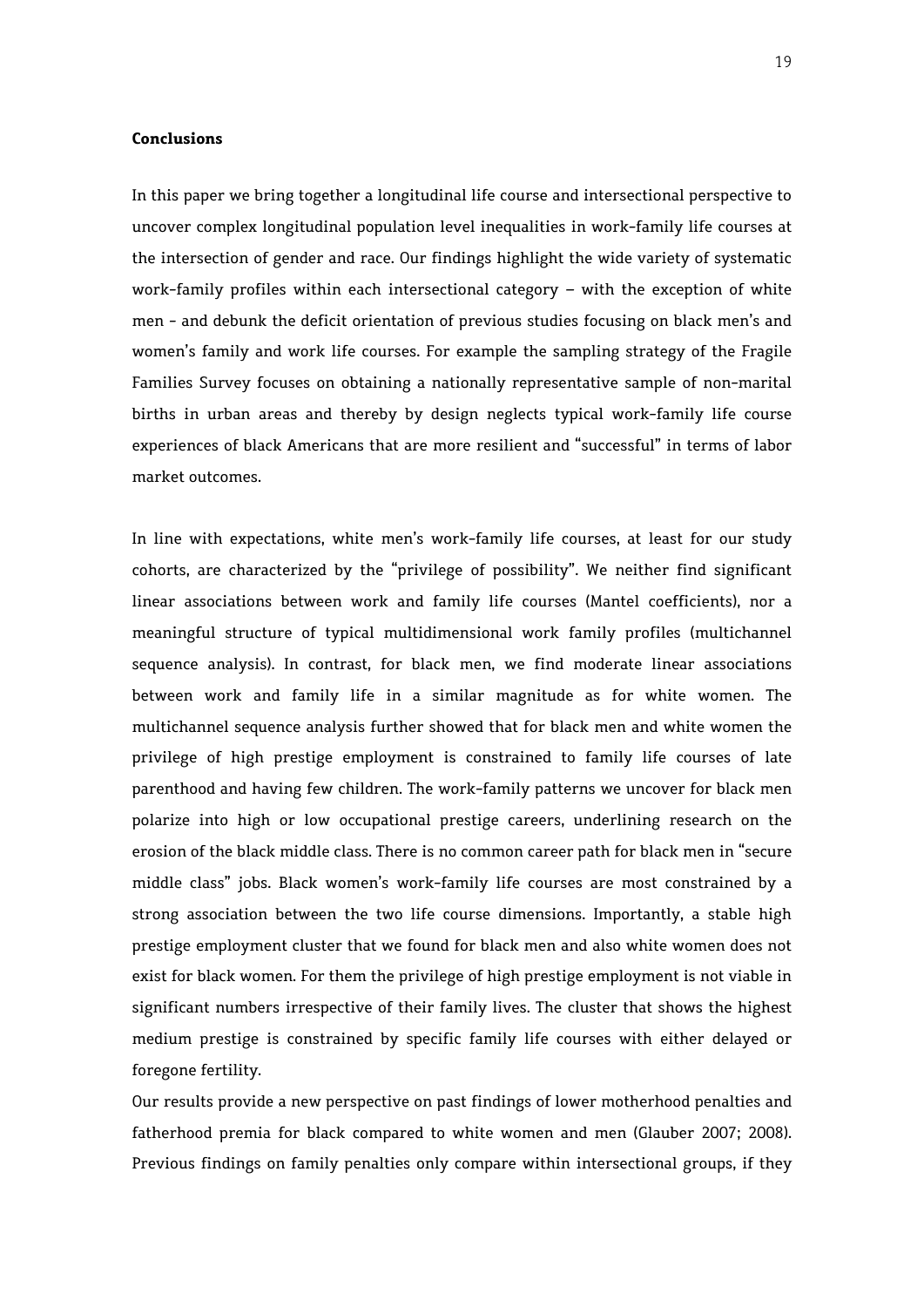**Conclusions**

In this paper we bring together a longitudinal life course and intersectional perspective to uncover complex longitudinal population level inequalities in work-family life courses at the intersection of gender and race. Our findings highlight the wide variety of systematic work-family profiles within each intersectional category – with the exception of white men - and debunk the deficit orientation of previous studies focusing on black men's and women's family and work life courses. For example the sampling strategy of the Fragile Families Survey focuses on obtaining a nationally representative sample of non-marital births in urban areas and thereby by design neglects typical work-family life course experiences of black Americans that are more resilient and "successful" in terms of labor market outcomes.

In line with expectations, white men's work-family life courses, at least for our study cohorts, are characterized by the "privilege of possibility". We neither find significant linear associations between work and family life courses (Mantel coefficients), nor a meaningful structure of typical multidimensional work family profiles (multichannel sequence analysis). In contrast, for black men, we find moderate linear associations between work and family life in a similar magnitude as for white women. The multichannel sequence analysis further showed that for black men and white women the privilege of high prestige employment is constrained to family life courses of late parenthood and having few children. The work-family patterns we uncover for black men polarize into high or low occupational prestige careers, underlining research on the erosion of the black middle class. There is no common career path for black men in "secure middle class" jobs. Black women's work-family life courses are most constrained by a strong association between the two life course dimensions. Importantly, a stable high prestige employment cluster that we found for black men and also white women does not exist for black women. For them the privilege of high prestige employment is not viable in significant numbers irrespective of their family lives. The cluster that shows the highest medium prestige is constrained by specific family life courses with either delayed or foregone fertility.

Our results provide a new perspective on past findings of lower motherhood penalties and fatherhood premia for black compared to white women and men (Glauber 2007; 2008). Previous findings on family penalties only compare within intersectional groups, if they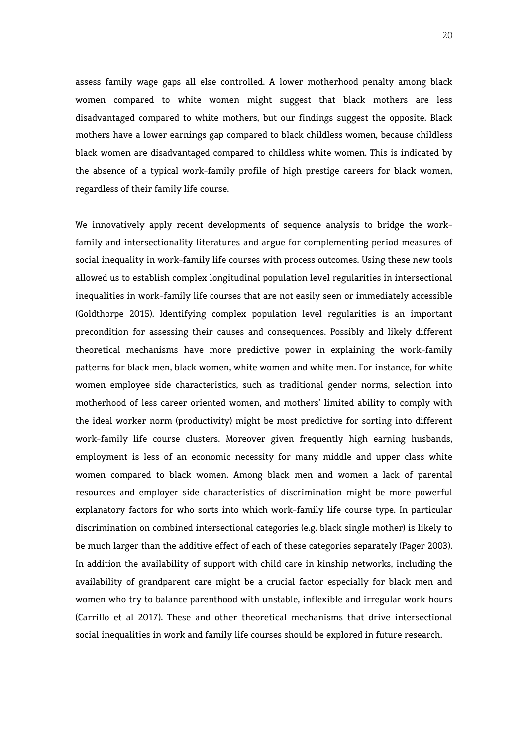assess family wage gaps all else controlled. A lower motherhood penalty among black women compared to white women might suggest that black mothers are less disadvantaged compared to white mothers, but our findings suggest the opposite. Black mothers have a lower earnings gap compared to black childless women, because childless black women are disadvantaged compared to childless white women. This is indicated by the absence of a typical work-family profile of high prestige careers for black women, regardless of their family life course.

We innovatively apply recent developments of sequence analysis to bridge the work-family and intersectionality literatures and argue for complementing period measures of social inequality in work-family life courses with process outcomes. Using these new tools allowed us to establish complex longitudinal population level regularities in intersectional inequalities in work-family life courses that are not easily seen or immediately accessible (Goldthorpe 2015). Identifying complex population level regularities is an important precondition for assessing their causes and consequences. Possibly and likely different theoretical mechanisms have more predictive power in explaining the work-family patterns for black men, black women, white women and white men. For instance, for white women employee side characteristics, such as traditional gender norms, selection into motherhood of less career oriented women, and mothers' limited ability to comply with the ideal worker norm (productivity) might be most predictive for sorting into different work-family life course clusters. Moreover given frequently high earning husbands, employment is less of an economic necessity for many middle and upper class white women compared to black women. Among black men and women a lack of parental resources and employer side characteristics of discrimination might be more powerful explanatory factors for who sorts into which work-family life course type. In particular discrimination on combined intersectional categories (e.g. black single mother) is likely to be much larger than the additive effect of each of these categories separately (Pager 2003). In addition the availability of support with child care in kinship networks, including the availability of grandparent care might be a crucial factor especially for black men and women who try to balance parenthood with unstable, inflexible and irregular work hours (Carrillo et al 2017). These and other theoretical mechanisms that drive intersectional social inequalities in work and family life courses should be explored in future research.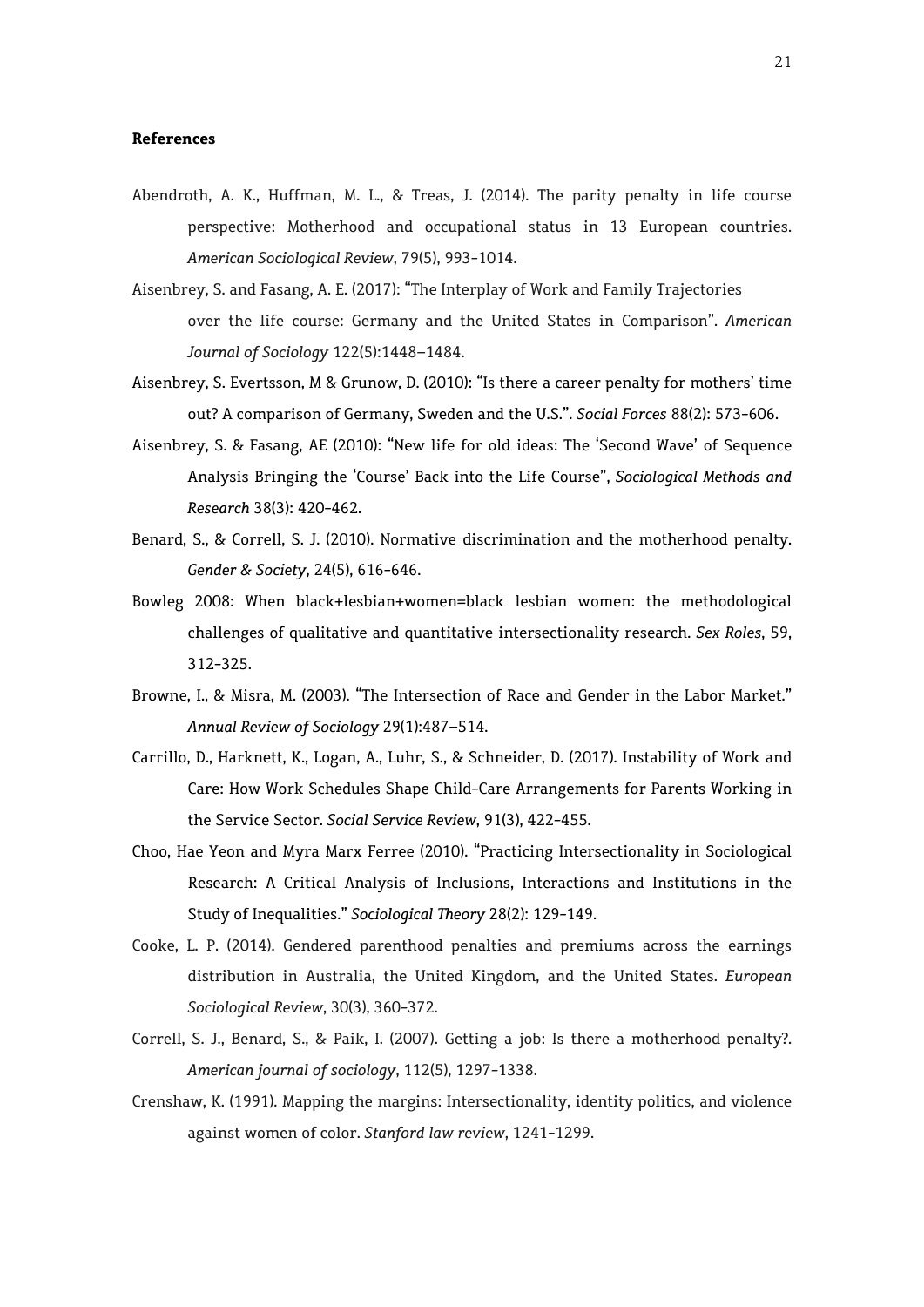**References**

Abendroth, A. K., Huffman, M. L., & Treas, J. (2014). The parity penalty in life course perspective: Motherhood and occupational status in 13 European countries. *American Sociological Review*, 79(5), 993-1014.

Aisenbrey, S. and Fasang, A. E. (2017): "The Interplay of Work and Family Trajectories over the life course: Germany and the United States in Comparison". *American Journal of Sociology* 122(5):1448–1484.

Aisenbrey, S. Evertsson, M & Grunow, D. (2010): "Is there a career penalty for mothers' time out? A comparison of Germany, Sweden and the U.S.". *Social Forces* 88(2): 573-606.

Aisenbrey, S. & Fasang, AE (2010): "New life for old ideas: The 'Second Wave' of Sequence Analysis Bringing the 'Course' Back into the Life Course", *Sociological Methods and Research* 38(3): 420-462.

Benard, S., & Correll, S. J. (2010). Normative discrimination and the motherhood penalty. *Gender & Society*, 24(5), 616-646.

Bowleg 2008: When black+lesbian+women=black lesbian women: the methodological challenges of qualitative and quantitative intersectionality research. *Sex Roles*, 59, 312-325.

Browne, I., & Misra, M. (2003). "The Intersection of Race and Gender in the Labor Market." *Annual Review of Sociology* 29(1):487–514.

Carrillo, D., Harknett, K., Logan, A., Luhr, S., & Schneider, D. (2017). Instability of Work and Care: How Work Schedules Shape Child-Care Arrangements for Parents Working in the Service Sector. *Social Service Review*, 91(3), 422-455.

Choo, Hae Yeon and Myra Marx Ferree (2010). "Practicing Intersectionality in Sociological Research: A Critical Analysis of Inclusions, Interactions and Institutions in the Study of Inequalities." *Sociological Theory* 28(2): 129-149.

Cooke, L. P. (2014). Gendered parenthood penalties and premiums across the earnings distribution in Australia, the United Kingdom, and the United States. *European Sociological Review*, 30(3), 360-372.

Correll, S. J., Benard, S., & Paik, I. (2007). Getting a job: Is there a motherhood penalty?. *American journal of sociology*, 112(5), 1297-1338.

Crenshaw, K. (1991). Mapping the margins: Intersectionality, identity politics, and violence against women of color. *Stanford law review*, 1241-1299.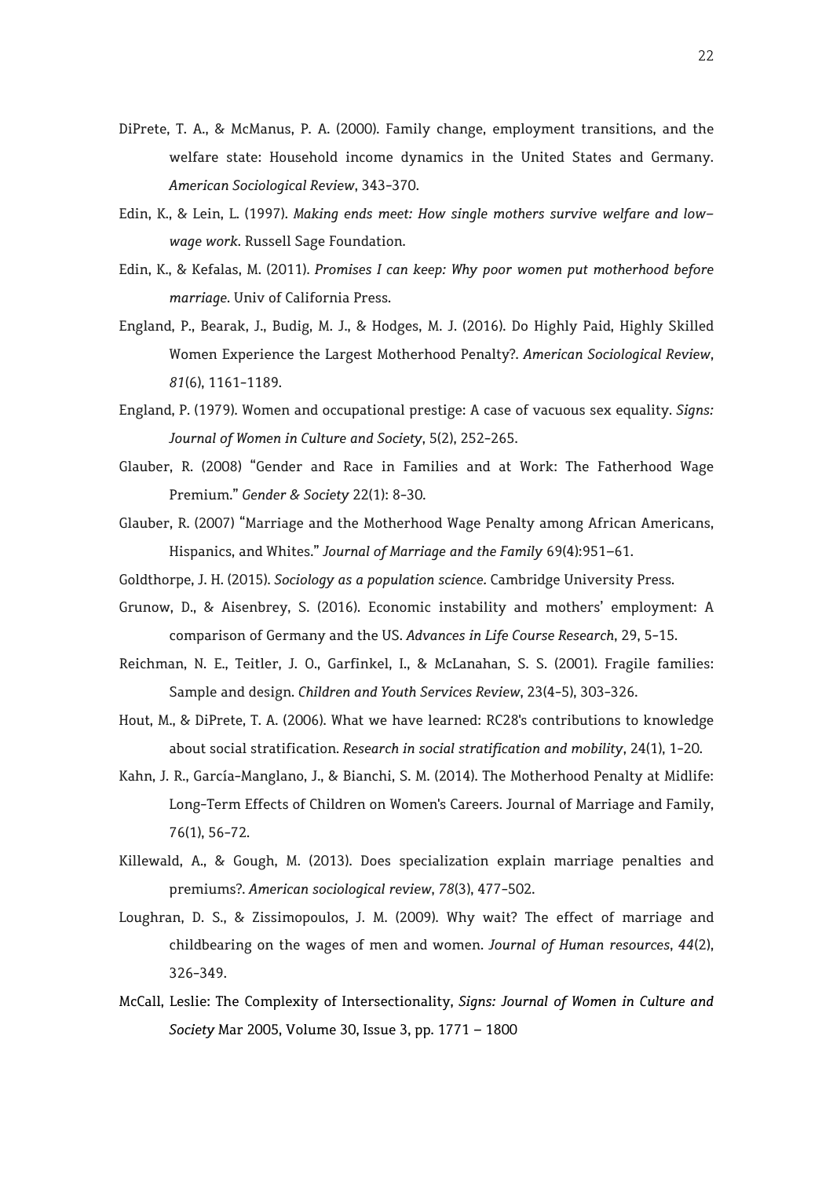DiPrete, T. A., & McManus, P. A. (2000). Family change, employment transitions, and the welfare state: Household income dynamics in the United States and Germany. *American Sociological Review*, 343-370.

Edin, K., & Lein, L. (1997). *Making ends meet: How single mothers survive welfare and low-wage work*. Russell Sage Foundation.

Edin, K., & Kefalas, M. (2011). *Promises I can keep: Why poor women put motherhood before marriage*. Univ of California Press.

England, P., Bearak, J., Budig, M. J., & Hodges, M. J. (2016). Do Highly Paid, Highly Skilled Women Experience the Largest Motherhood Penalty?. *American Sociological Review*, *81*(6), 1161-1189.

England, P. (1979). Women and occupational prestige: A case of vacuous sex equality. *Signs: Journal of Women in Culture and Society*, 5(2), 252-265.

Glauber, R. (2008) "Gender and Race in Families and at Work: The Fatherhood Wage Premium." *Gender & Society* 22(1): 8-30.

Glauber, R. (2007) "Marriage and the Motherhood Wage Penalty among African Americans, Hispanics, and Whites." *Journal of Marriage and the Family* 69(4):951–61.

Goldthorpe, J. H. (2015). *Sociology as a population science*. Cambridge University Press.

Grunow, D., & Aisenbrey, S. (2016). Economic instability and mothers' employment: A comparison of Germany and the US. *Advances in Life Course Research*, 29, 5-15.

Reichman, N. E., Teitler, J. O., Garfinkel, I., & McLanahan, S. S. (2001). Fragile families: Sample and design. *Children and Youth Services Review*, 23(4-5), 303-326.

Hout, M., & DiPrete, T. A. (2006). What we have learned: RC28's contributions to knowledge about social stratification. *Research in social stratification and mobility*, 24(1), 1-20.

Kahn, J. R., García-Manglano, J., & Bianchi, S. M. (2014). The Motherhood Penalty at Midlife: Long-Term Effects of Children on Women's Careers. Journal of Marriage and Family, 76(1), 56-72.

Killewald, A., & Gough, M. (2013). Does specialization explain marriage penalties and premiums?. *American sociological review*, *78*(3), 477-502.

Loughran, D. S., & Zissimopoulos, J. M. (2009). Why wait? The effect of marriage and childbearing on the wages of men and women. *Journal of Human resources*, *44*(2), 326-349.

McCall, Leslie: The Complexity of Intersectionality, *Signs: Journal of Women in Culture and Society* Mar 2005, Volume 30, Issue 3, pp. 1771 – 1800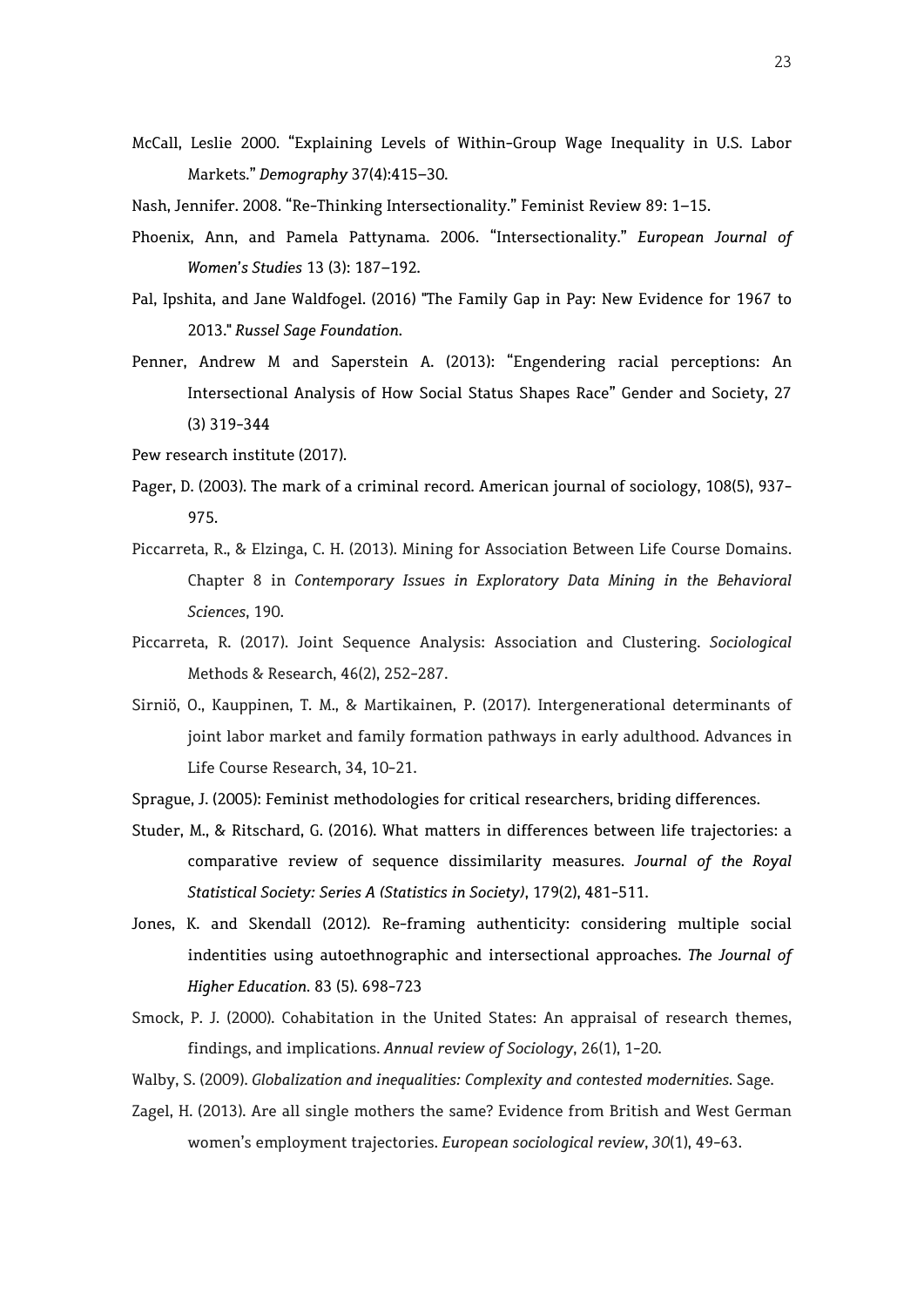McCall, Leslie 2000. "Explaining Levels of Within-Group Wage Inequality in U.S. Labor Markets." *Demography* 37(4):415–30.

Nash, Jennifer. 2008. "Re-Thinking Intersectionality." Feminist Review 89: 1–15.

Phoenix, Ann, and Pamela Pattynama. 2006. "Intersectionality." *European Journal of Women's Studies* 13 (3): 187–192.

Pal, Ipshita, and Jane Waldfogel. (2016) "The Family Gap in Pay: New Evidence for 1967 to 2013." *Russel Sage Foundation*.

Penner, Andrew M and Saperstein A. (2013): "Engendering racial perceptions: An Intersectional Analysis of How Social Status Shapes Race" Gender and Society, 27 (3) 319-344

Pew research institute (2017).

Pager, D. (2003). The mark of a criminal record. American journal of sociology, 108(5), 937-975.

Piccarreta, R., & Elzinga, C. H. (2013). Mining for Association Between Life Course Domains. Chapter 8 in *Contemporary Issues in Exploratory Data Mining in the Behavioral Sciences*, 190.

Piccarreta, R. (2017). Joint Sequence Analysis: Association and Clustering. *Sociological* Methods & Research, 46(2), 252-287.

Sirniö, O., Kauppinen, T. M., & Martikainen, P. (2017). Intergenerational determinants of joint labor market and family formation pathways in early adulthood. Advances in Life Course Research, 34, 10-21.

Sprague, J. (2005): Feminist methodologies for critical researchers, briding differences.

Studer, M., & Ritschard, G. (2016). What matters in differences between life trajectories: a comparative review of sequence dissimilarity measures. *Journal of the Royal Statistical Society: Series A (Statistics in Society)*, 179(2), 481-511.

Jones, K. and Skendall (2012). Re-framing authenticity: considering multiple social indentities using autoethnographic and intersectional approaches. *The Journal of Higher Education*. 83 (5). 698-723

Smock, P. J. (2000). Cohabitation in the United States: An appraisal of research themes, findings, and implications. *Annual review of Sociology*, 26(1), 1-20.

Walby, S. (2009). *Globalization and inequalities: Complexity and contested modernities*. Sage.

Zagel, H. (2013). Are all single mothers the same? Evidence from British and West German women's employment trajectories. *European sociological review*, *30*(1), 49-63.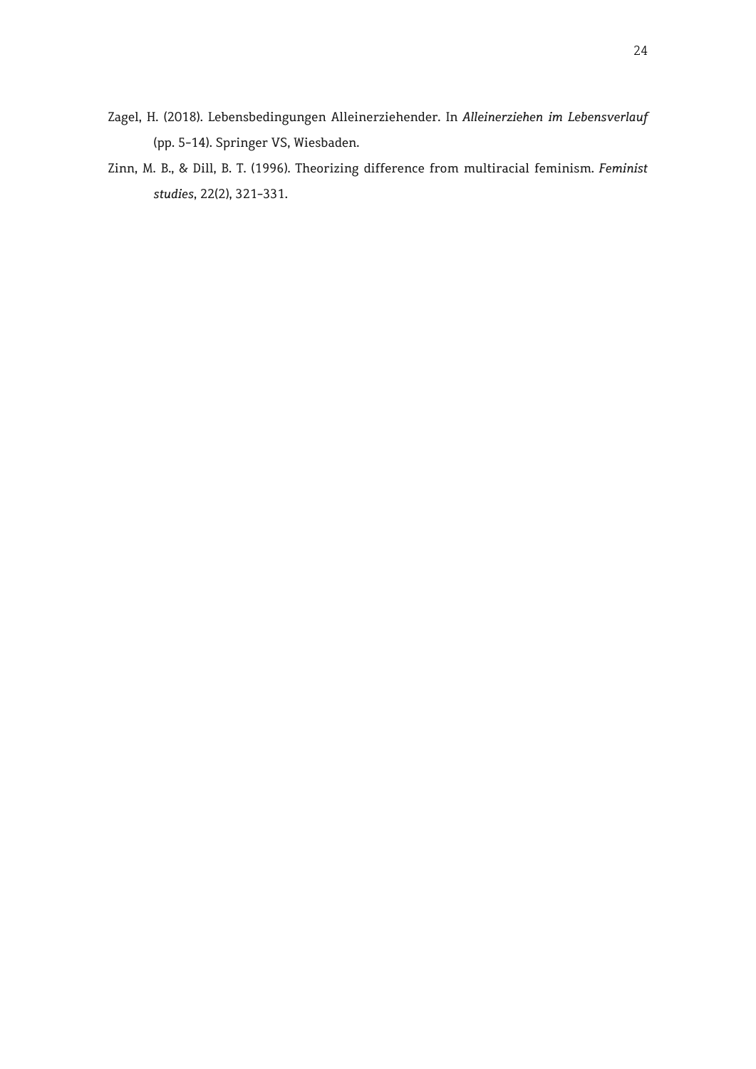Zagel, H. (2018). Lebensbedingungen Alleinerziehender. In *Alleinerziehen im Lebensverlauf* (pp. 5–14). Springer VS, Wiesbaden.

Zinn, M. B., & Dill, B. T. (1996). Theorizing difference from multiracial feminism. *Feminist studies*, 22(2), 321–331.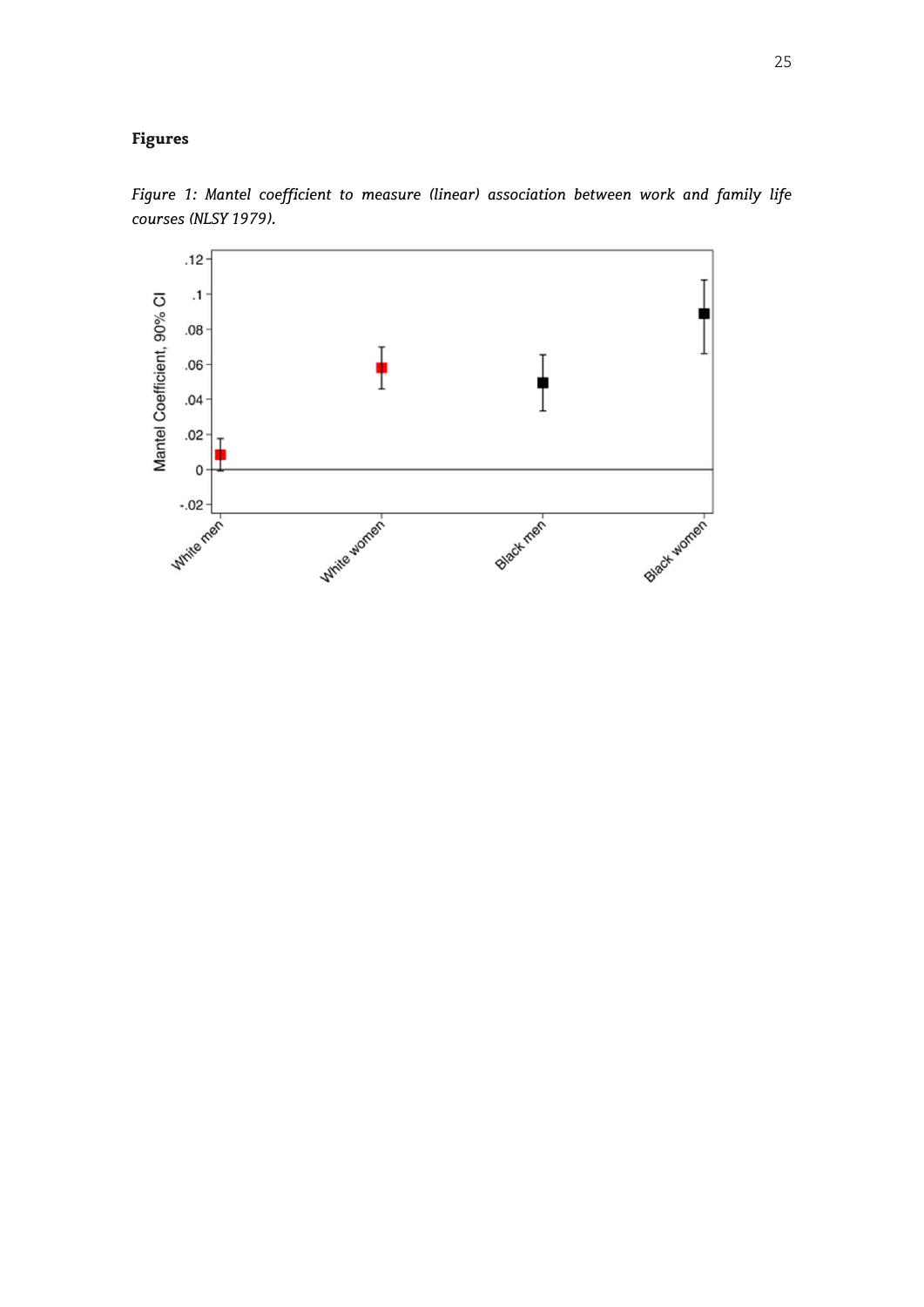**Figures**

*Figure 1: Mantel coefficient to measure (linear) association between work and family life courses (NLSY 1979).*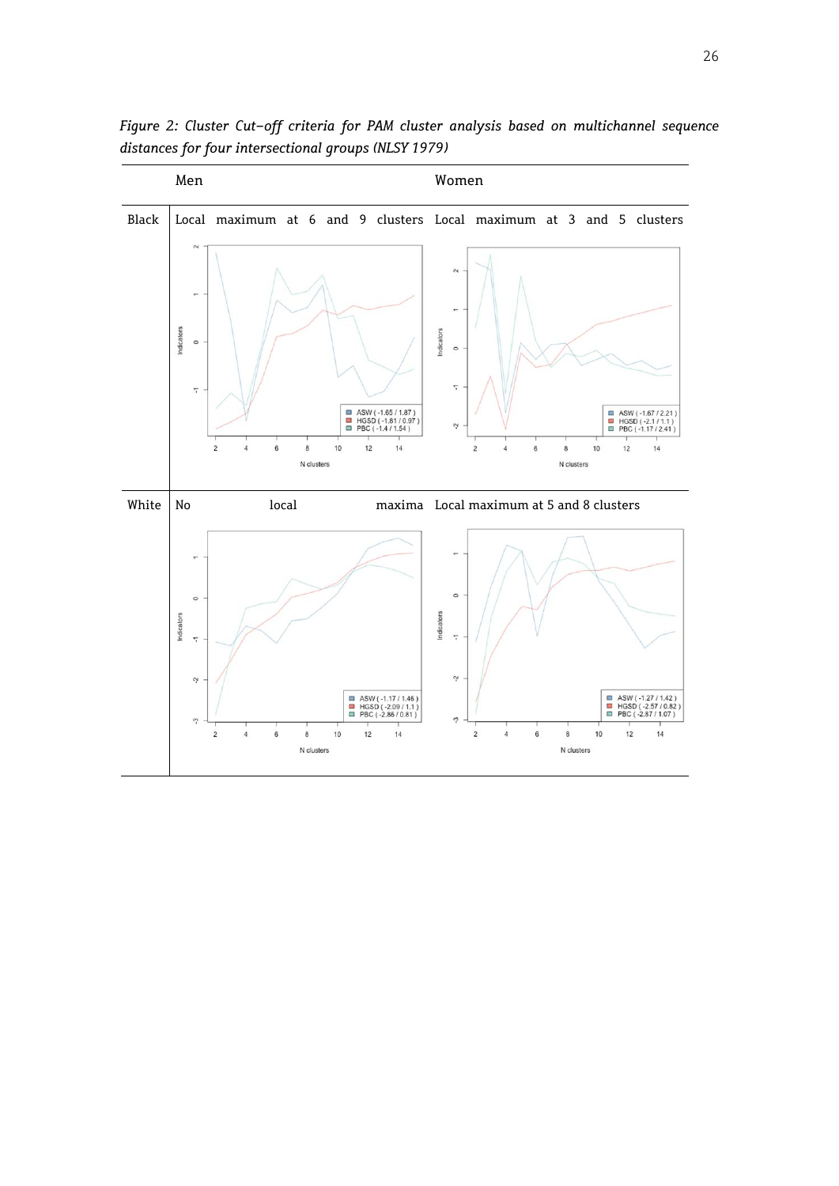*Figure 2: Cluster Cut–off criteria for PAM cluster analysis based on multichannel sequence distances for four intersectional groups (NLSY 1979)*

| | Men | Women |
|---|---|---|
| Black | Local maximum at 6 and 9 clusters | Local maximum at 3 and 5 clusters |
| White | No local maxima | Local maximum at 5 and 8 clusters |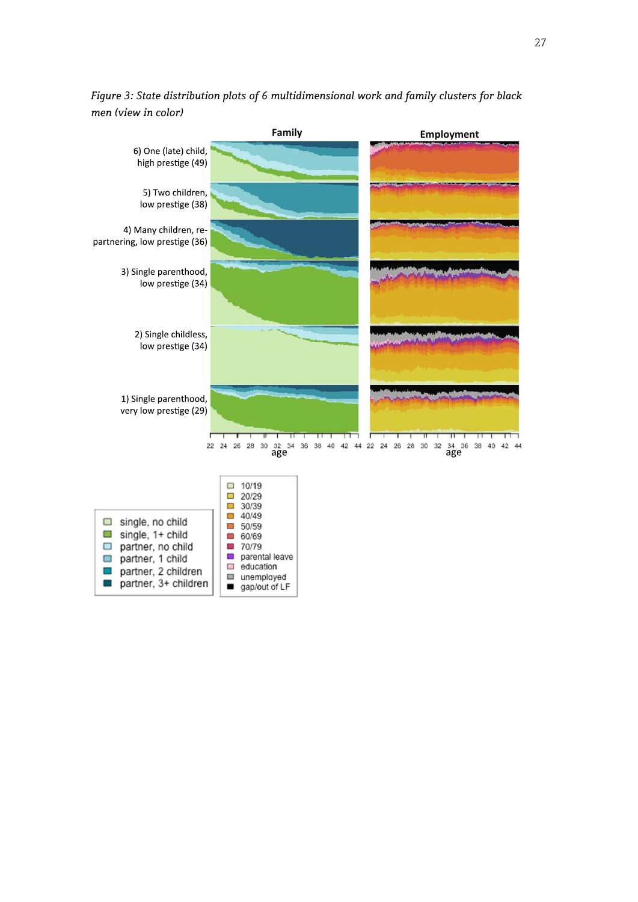*Figure 3: State distribution plots of 6 multidimensional work and family clusters for black men (view in color)*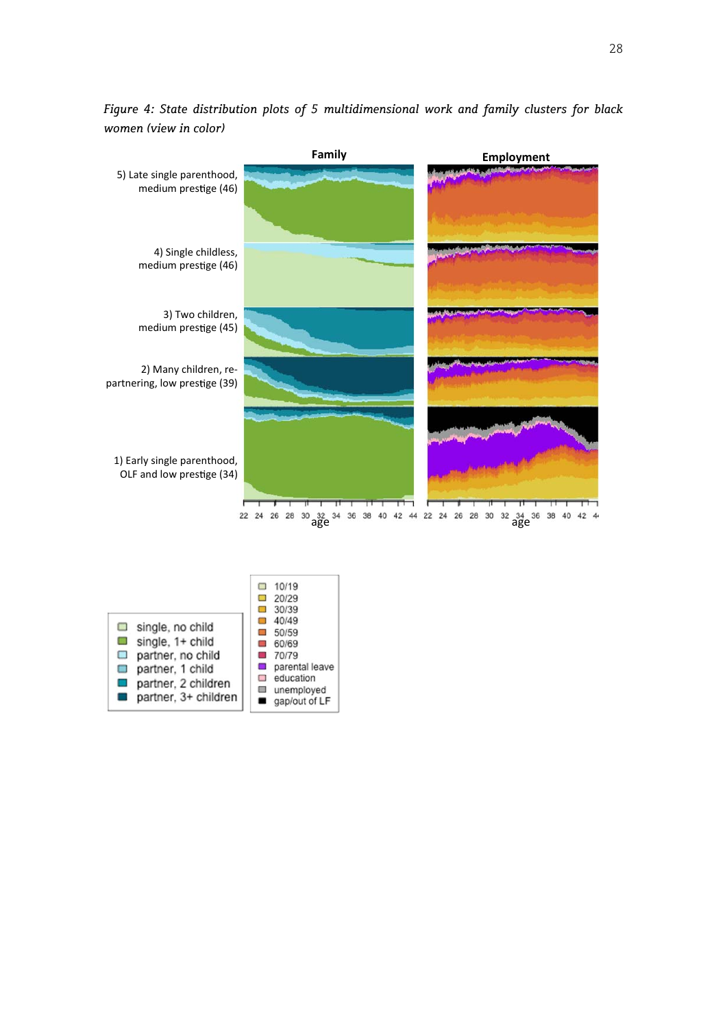*Figure 4: State distribution plots of 5 multidimensional work and family clusters for black women (view in color)*

Family

Employment

5) Late single parenthood, medium prestige (46)

4) Single childless, medium prestige (46)

3) Two children, medium prestige (45)

2) Many children, re-partnering, low prestige (39)

1) Early single parenthood, OLF and low prestige (34)

22 24 26 28 30 32 34 36 38 40 42 44 age

22 24 26 28 30 32 34 36 38 40 42 44 age

- single, no child
- single, 1+ child
- partner, no child
- partner, 1 child
- partner, 2 children
- partner, 3+ children

- 10/19
- 20/29
- 30/39
- 40/49
- 50/59
- 60/69
- 70/79
- parental leave
- education
- unemployed
- gap/out of LF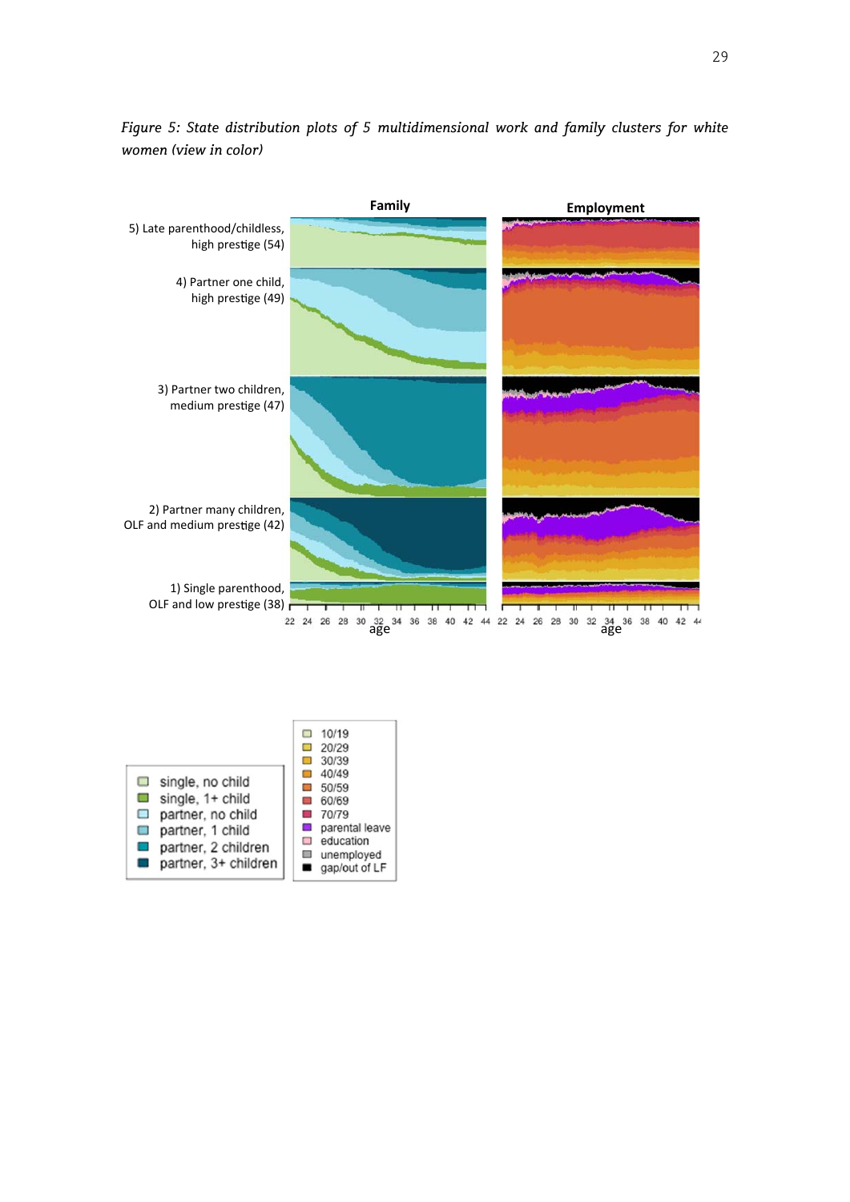*Figure 5: State distribution plots of 5 multidimensional work and family clusters for white women (view in color)*

| | Family | Employment |
|---|---|---|
| 5) Late parenthood/childless, high prestige (54) | | |
| 4) Partner one child, high prestige (49) | | |
| 3) Partner two children, medium prestige (47) | | |
| 2) Partner many children, OLF and medium prestige (42) | | |
| 1) Single parenthood, OLF and low prestige (38) | | |

age: 22 24 26 28 30 32 34 36 38 40 42 44

Family legend:
- single, no child
- single, 1+ child
- partner, no child
- partner, 1 child
- partner, 2 children
- partner, 3+ children

Employment legend:
- 10/19
- 20/29
- 30/39
- 40/49
- 50/59
- 60/69
- 70/79
- parental leave
- education
- unemployed
- gap/out of LF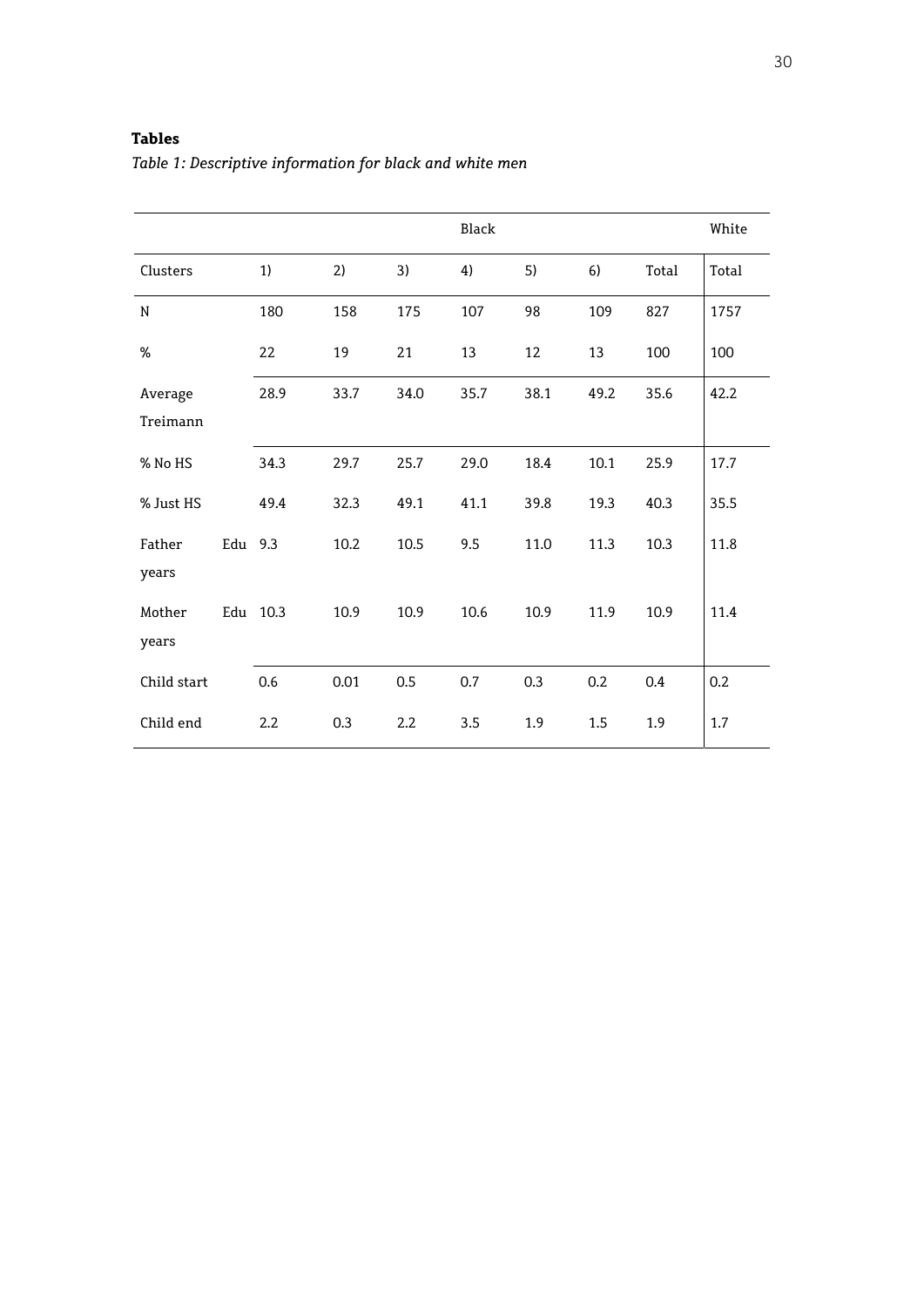**Tables**

*Table 1: Descriptive information for black and white men*

| | Black | | | | | | | White |
|---|---|---|---|---|---|---|---|---|
| Clusters | 1) | 2) | 3) | 4) | 5) | 6) | Total | Total |
| N | 180 | 158 | 175 | 107 | 98 | 109 | 827 | 1757 |
| % | 22 | 19 | 21 | 13 | 12 | 13 | 100 | 100 |
| Average Treimann | 28.9 | 33.7 | 34.0 | 35.7 | 38.1 | 49.2 | 35.6 | 42.2 |
| % No HS | 34.3 | 29.7 | 25.7 | 29.0 | 18.4 | 10.1 | 25.9 | 17.7 |
| % Just HS | 49.4 | 32.3 | 49.1 | 41.1 | 39.8 | 19.3 | 40.3 | 35.5 |
| Father Edu years | 9.3 | 10.2 | 10.5 | 9.5 | 11.0 | 11.3 | 10.3 | 11.8 |
| Mother Edu years | 10.3 | 10.9 | 10.9 | 10.6 | 10.9 | 11.9 | 10.9 | 11.4 |
| Child start | 0.6 | 0.01 | 0.5 | 0.7 | 0.3 | 0.2 | 0.4 | 0.2 |
| Child end | 2.2 | 0.3 | 2.2 | 3.5 | 1.9 | 1.5 | 1.9 | 1.7 |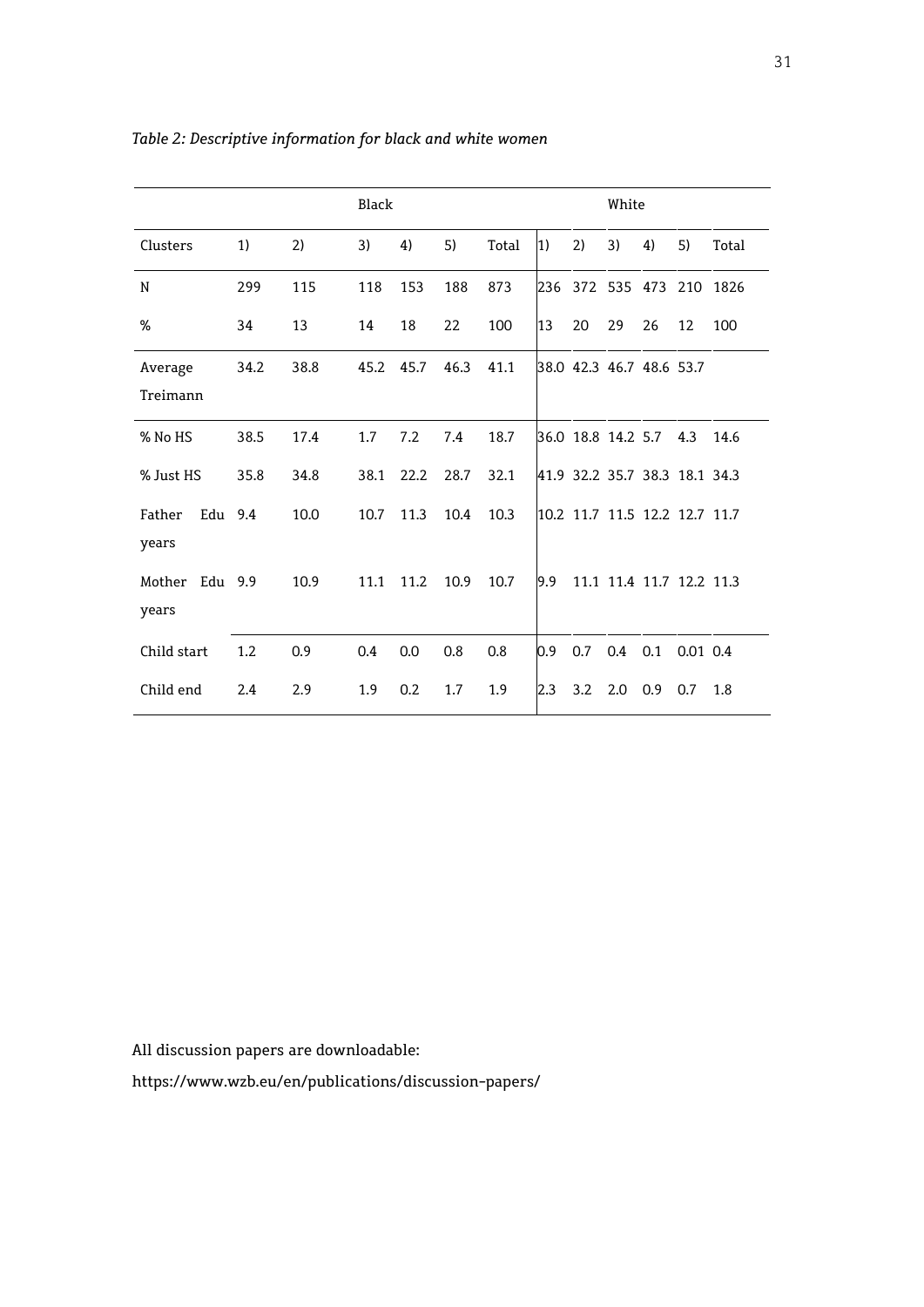*Table 2: Descriptive information for black and white women*

| | Black | | | | | | White | | | | | |
|---|---|---|---|---|---|---|---|---|---|---|---|---|
| Clusters | 1) | 2) | 3) | 4) | 5) | Total | 1) | 2) | 3) | 4) | 5) | Total |
| N | 299 | 115 | 118 | 153 | 188 | 873 | 236 | 372 | 535 | 473 | 210 | 1826 |
| % | 34 | 13 | 14 | 18 | 22 | 100 | 13 | 20 | 29 | 26 | 12 | 100 |
| Average Treimann | 34.2 | 38.8 | 45.2 | 45.7 | 46.3 | 41.1 | 38.0 | 42.3 | 46.7 | 48.6 | 53.7 | |
| % No HS | 38.5 | 17.4 | 1.7 | 7.2 | 7.4 | 18.7 | 36.0 | 18.8 | 14.2 | 5.7 | 4.3 | 14.6 |
| % Just HS | 35.8 | 34.8 | 38.1 | 22.2 | 28.7 | 32.1 | 41.9 | 32.2 | 35.7 | 38.3 | 18.1 | 34.3 |
| Father Edu years | 9.4 | 10.0 | 10.7 | 11.3 | 10.4 | 10.3 | 10.2 | 11.7 | 11.5 | 12.2 | 12.7 | 11.7 |
| Mother Edu years | 9.9 | 10.9 | 11.1 | 11.2 | 10.9 | 10.7 | 9.9 | 11.1 | 11.4 | 11.7 | 12.2 | 11.3 |
| Child start | 1.2 | 0.9 | 0.4 | 0.0 | 0.8 | 0.8 | 0.9 | 0.7 | 0.4 | 0.1 | 0.01 | 0.4 |
| Child end | 2.4 | 2.9 | 1.9 | 0.2 | 1.7 | 1.9 | 2.3 | 3.2 | 2.0 | 0.9 | 0.7 | 1.8 |

All discussion papers are downloadable:

https://www.wzb.eu/en/publications/discussion-papers/